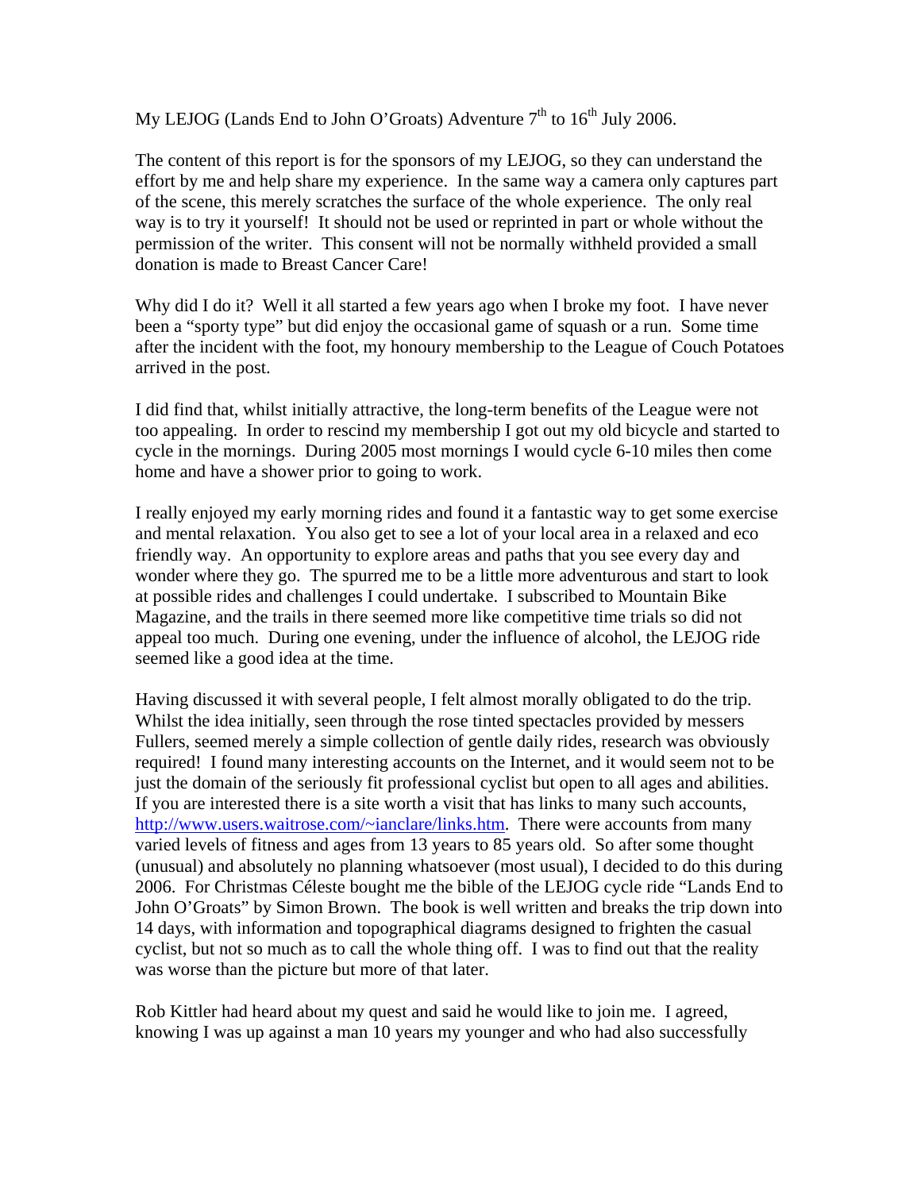My LEJOG (Lands End to John O'Groats) Adventure 7th to 16th July 2006.

The content of this report is for the sponsors of my LEJOG, so they can understand the effort by me and help share my experience. In the same way a camera only captures part of the scene, this merely scratches the surface of the whole experience. The only real way is to try it yourself! It should not be used or reprinted in part or whole without the permission of the writer. This consent will not be normally withheld provided a small donation is made to Breast Cancer Care!

Why did I do it? Well it all started a few years ago when I broke my foot. I have never been a "sporty type" but did enjoy the occasional game of squash or a run. Some time after the incident with the foot, my honoury membership to the League of Couch Potatoes arrived in the post.

I did find that, whilst initially attractive, the long-term benefits of the League were not too appealing. In order to rescind my membership I got out my old bicycle and started to cycle in the mornings. During 2005 most mornings I would cycle 6-10 miles then come home and have a shower prior to going to work.

I really enjoyed my early morning rides and found it a fantastic way to get some exercise and mental relaxation. You also get to see a lot of your local area in a relaxed and eco friendly way. An opportunity to explore areas and paths that you see every day and wonder where they go. The spurred me to be a little more adventurous and start to look at possible rides and challenges I could undertake. I subscribed to Mountain Bike Magazine, and the trails in there seemed more like competitive time trials so did not appeal too much. During one evening, under the influence of alcohol, the LEJOG ride seemed like a good idea at the time.

Having discussed it with several people, I felt almost morally obligated to do the trip. Whilst the idea initially, seen through the rose tinted spectacles provided by messers Fullers, seemed merely a simple collection of gentle daily rides, research was obviously required! I found many interesting accounts on the Internet, and it would seem not to be just the domain of the seriously fit professional cyclist but open to all ages and abilities. If you are interested there is a site worth a visit that has links to many such accounts, http://www.users.waitrose.com/~ianclare/links.htm. There were accounts from many varied levels of fitness and ages from 13 years to 85 years old. So after some thought (unusual) and absolutely no planning whatsoever (most usual), I decided to do this during 2006. For Christmas Céleste bought me the bible of the LEJOG cycle ride "Lands End to John O'Groats" by Simon Brown. The book is well written and breaks the trip down into 14 days, with information and topographical diagrams designed to frighten the casual cyclist, but not so much as to call the whole thing off. I was to find out that the reality was worse than the picture but more of that later.

Rob Kittler had heard about my quest and said he would like to join me. I agreed, knowing I was up against a man 10 years my younger and who had also successfully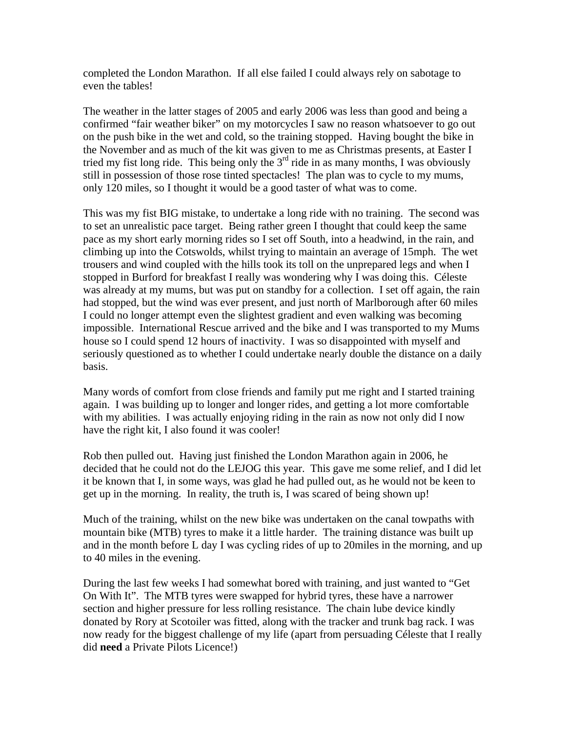completed the London Marathon. If all else failed I could always rely on sabotage to even the tables!

The weather in the latter stages of 2005 and early 2006 was less than good and being a confirmed "fair weather biker" on my motorcycles I saw no reason whatsoever to go out on the push bike in the wet and cold, so the training stopped. Having bought the bike in the November and as much of the kit was given to me as Christmas presents, at Easter I tried my fist long ride. This being only the 3rd ride in as many months, I was obviously still in possession of those rose tinted spectacles! The plan was to cycle to my mums, only 120 miles, so I thought it would be a good taster of what was to come.

This was my fist BIG mistake, to undertake a long ride with no training. The second was to set an unrealistic pace target. Being rather green I thought that could keep the same pace as my short early morning rides so I set off South, into a headwind, in the rain, and climbing up into the Cotswolds, whilst trying to maintain an average of 15mph. The wet trousers and wind coupled with the hills took its toll on the unprepared legs and when I stopped in Burford for breakfast I really was wondering why I was doing this. Céleste was already at my mums, but was put on standby for a collection. I set off again, the rain had stopped, but the wind was ever present, and just north of Marlborough after 60 miles I could no longer attempt even the slightest gradient and even walking was becoming impossible. International Rescue arrived and the bike and I was transported to my Mums house so I could spend 12 hours of inactivity. I was so disappointed with myself and seriously questioned as to whether I could undertake nearly double the distance on a daily basis.

Many words of comfort from close friends and family put me right and I started training again. I was building up to longer and longer rides, and getting a lot more comfortable with my abilities. I was actually enjoying riding in the rain as now not only did I now have the right kit, I also found it was cooler!

Rob then pulled out. Having just finished the London Marathon again in 2006, he decided that he could not do the LEJOG this year. This gave me some relief, and I did let it be known that I, in some ways, was glad he had pulled out, as he would not be keen to get up in the morning. In reality, the truth is, I was scared of being shown up!

Much of the training, whilst on the new bike was undertaken on the canal towpaths with mountain bike (MTB) tyres to make it a little harder. The training distance was built up and in the month before L day I was cycling rides of up to 20miles in the morning, and up to 40 miles in the evening.

During the last few weeks I had somewhat bored with training, and just wanted to "Get On With It". The MTB tyres were swapped for hybrid tyres, these have a narrower section and higher pressure for less rolling resistance. The chain lube device kindly donated by Rory at Scotoiler was fitted, along with the tracker and trunk bag rack. I was now ready for the biggest challenge of my life (apart from persuading Céleste that I really did **need** a Private Pilots Licence!)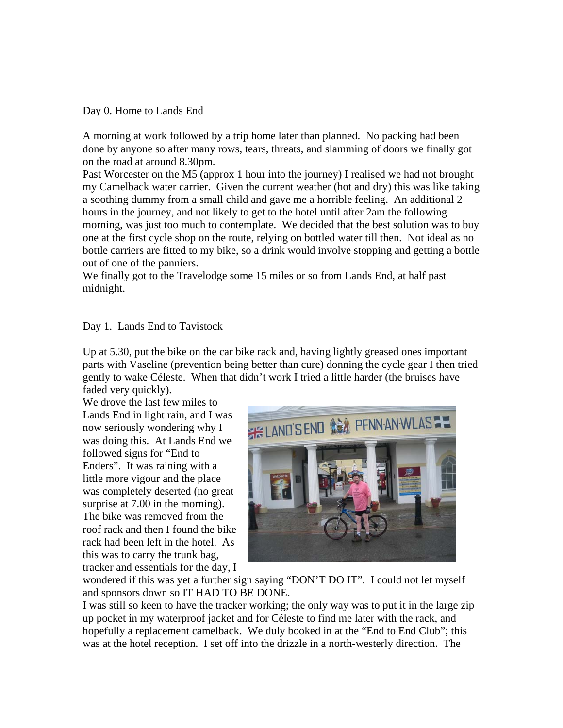Day 0. Home to Lands End

A morning at work followed by a trip home later than planned. No packing had been done by anyone so after many rows, tears, threats, and slamming of doors we finally got on the road at around 8.30pm.

Past Worcester on the M5 (approx 1 hour into the journey) I realised we had not brought my Camelback water carrier. Given the current weather (hot and dry) this was like taking a soothing dummy from a small child and gave me a horrible feeling. An additional 2 hours in the journey, and not likely to get to the hotel until after 2am the following morning, was just too much to contemplate. We decided that the best solution was to buy one at the first cycle shop on the route, relying on bottled water till then. Not ideal as no bottle carriers are fitted to my bike, so a drink would involve stopping and getting a bottle out of one of the panniers.

We finally got to the Travelodge some 15 miles or so from Lands End, at half past midnight.

Day 1. Lands End to Tavistock

Up at 5.30, put the bike on the car bike rack and, having lightly greased ones important parts with Vaseline (prevention being better than cure) donning the cycle gear I then tried gently to wake Céleste. When that didn't work I tried a little harder (the bruises have faded very quickly).

We drove the last few miles to Lands End in light rain, and I was now seriously wondering why I was doing this. At Lands End we followed signs for "End to Enders". It was raining with a little more vigour and the place was completely deserted (no great surprise at 7.00 in the morning). The bike was removed from the roof rack and then I found the bike rack had been left in the hotel. As this was to carry the trunk bag, tracker and essentials for the day, I wondered if this was yet a further sign saying "DON'T DO IT". I could not let myself and sponsors down so IT HAD TO BE DONE.

I was still so keen to have the tracker working; the only way was to put it in the large zip up pocket in my waterproof jacket and for Céleste to find me later with the rack, and hopefully a replacement camelback. We duly booked in at the "End to End Club"; this was at the hotel reception. I set off into the drizzle in a north-westerly direction. The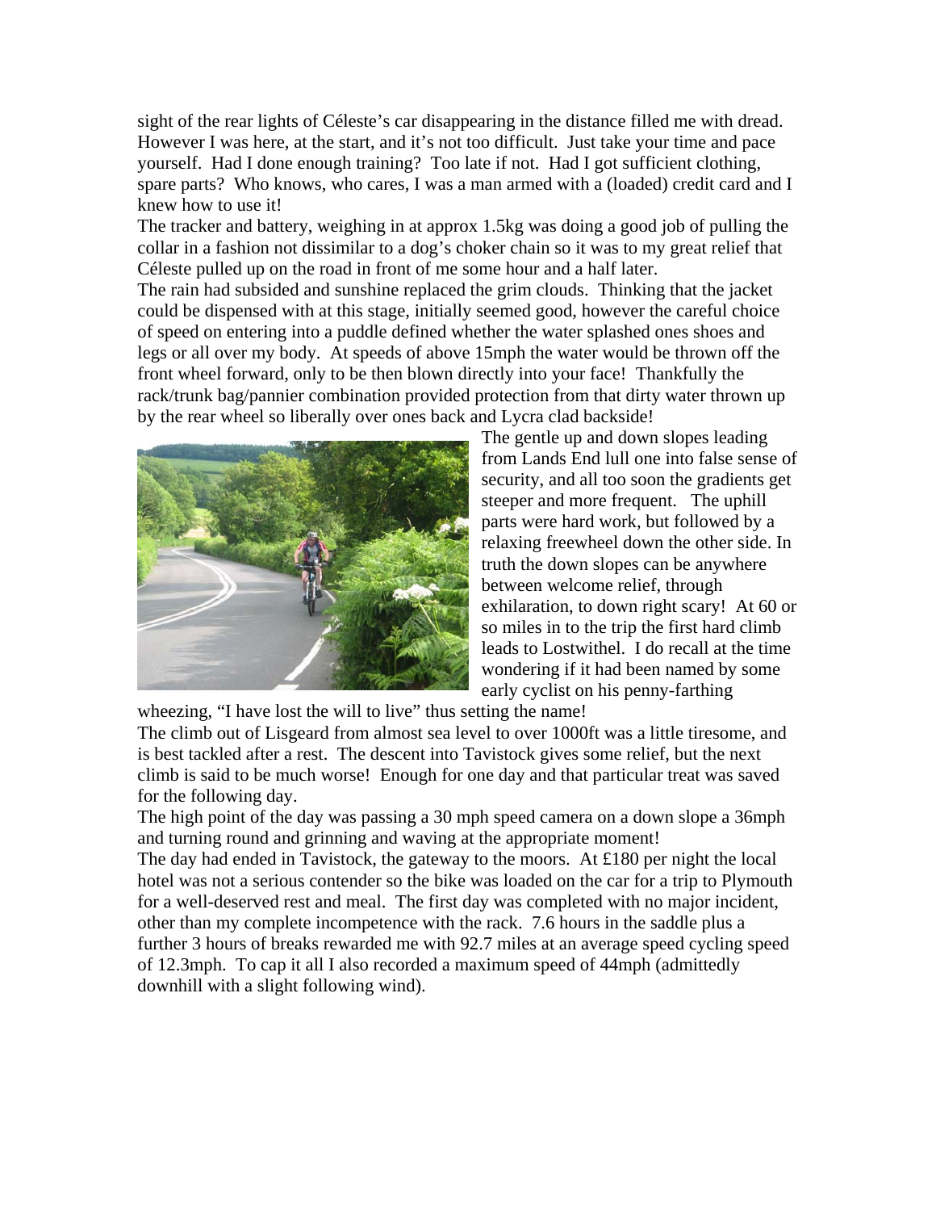sight of the rear lights of Céleste's car disappearing in the distance filled me with dread. However I was here, at the start, and it's not too difficult. Just take your time and pace yourself. Had I done enough training? Too late if not. Had I got sufficient clothing, spare parts? Who knows, who cares, I was a man armed with a (loaded) credit card and I knew how to use it!

The tracker and battery, weighing in at approx 1.5kg was doing a good job of pulling the collar in a fashion not dissimilar to a dog's choker chain so it was to my great relief that Céleste pulled up on the road in front of me some hour and a half later.

The rain had subsided and sunshine replaced the grim clouds. Thinking that the jacket could be dispensed with at this stage, initially seemed good, however the careful choice of speed on entering into a puddle defined whether the water splashed ones shoes and legs or all over my body. At speeds of above 15mph the water would be thrown off the front wheel forward, only to be then blown directly into your face! Thankfully the rack/trunk bag/pannier combination provided protection from that dirty water thrown up by the rear wheel so liberally over ones back and Lycra clad backside!

The gentle up and down slopes leading from Lands End lull one into false sense of security, and all too soon the gradients get steeper and more frequent. The uphill parts were hard work, but followed by a relaxing freewheel down the other side. In truth the down slopes can be anywhere between welcome relief, through exhilaration, to down right scary! At 60 or so miles in to the trip the first hard climb leads to Lostwithel. I do recall at the time wondering if it had been named by some early cyclist on his penny-farthing wheezing, "I have lost the will to live" thus setting the name!

The climb out of Lisgeard from almost sea level to over 1000ft was a little tiresome, and is best tackled after a rest. The descent into Tavistock gives some relief, but the next climb is said to be much worse! Enough for one day and that particular treat was saved for the following day.

The high point of the day was passing a 30 mph speed camera on a down slope a 36mph and turning round and grinning and waving at the appropriate moment!

The day had ended in Tavistock, the gateway to the moors. At £180 per night the local hotel was not a serious contender so the bike was loaded on the car for a trip to Plymouth for a well-deserved rest and meal. The first day was completed with no major incident, other than my complete incompetence with the rack. 7.6 hours in the saddle plus a further 3 hours of breaks rewarded me with 92.7 miles at an average speed cycling speed of 12.3mph. To cap it all I also recorded a maximum speed of 44mph (admittedly downhill with a slight following wind).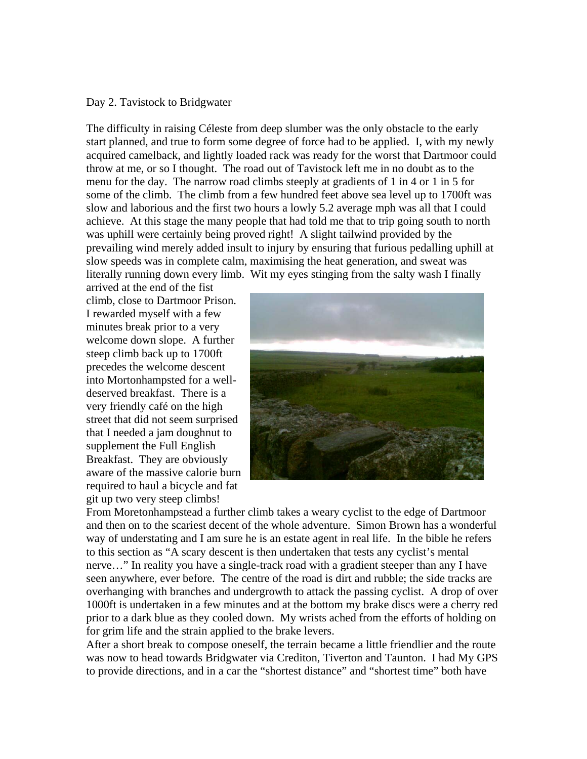Day 2. Tavistock to Bridgwater

The difficulty in raising Céleste from deep slumber was the only obstacle to the early start planned, and true to form some degree of force had to be applied. I, with my newly acquired camelback, and lightly loaded rack was ready for the worst that Dartmoor could throw at me, or so I thought. The road out of Tavistock left me in no doubt as to the menu for the day. The narrow road climbs steeply at gradients of 1 in 4 or 1 in 5 for some of the climb. The climb from a few hundred feet above sea level up to 1700ft was slow and laborious and the first two hours a lowly 5.2 average mph was all that I could achieve. At this stage the many people that had told me that to trip going south to north was uphill were certainly being proved right! A slight tailwind provided by the prevailing wind merely added insult to injury by ensuring that furious pedalling uphill at slow speeds was in complete calm, maximising the heat generation, and sweat was literally running down every limb. Wit my eyes stinging from the salty wash I finally arrived at the end of the fist climb, close to Dartmoor Prison. I rewarded myself with a few minutes break prior to a very welcome down slope. A further steep climb back up to 1700ft precedes the welcome descent into Mortonhampsted for a well-deserved breakfast. There is a very friendly café on the high street that did not seem surprised that I needed a jam doughnut to supplement the Full English Breakfast. They are obviously aware of the massive calorie burn required to haul a bicycle and fat git up two very steep climbs!

From Moretonhampstead a further climb takes a weary cyclist to the edge of Dartmoor and then on to the scariest decent of the whole adventure. Simon Brown has a wonderful way of understating and I am sure he is an estate agent in real life. In the bible he refers to this section as "A scary descent is then undertaken that tests any cyclist's mental nerve…" In reality you have a single-track road with a gradient steeper than any I have seen anywhere, ever before. The centre of the road is dirt and rubble; the side tracks are overhanging with branches and undergrowth to attack the passing cyclist. A drop of over 1000ft is undertaken in a few minutes and at the bottom my brake discs were a cherry red prior to a dark blue as they cooled down. My wrists ached from the efforts of holding on for grim life and the strain applied to the brake levers.

After a short break to compose oneself, the terrain became a little friendlier and the route was now to head towards Bridgwater via Crediton, Tiverton and Taunton. I had My GPS to provide directions, and in a car the "shortest distance" and "shortest time" both have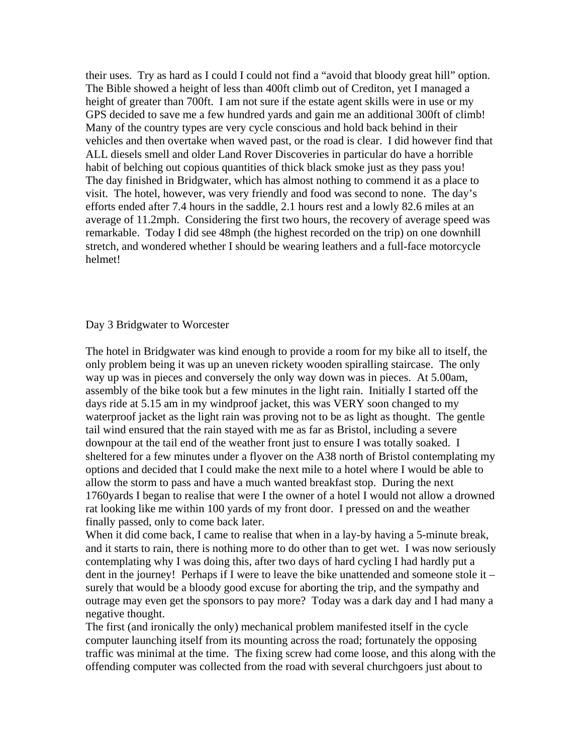their uses. Try as hard as I could I could not find a "avoid that bloody great hill" option. The Bible showed a height of less than 400ft climb out of Crediton, yet I managed a height of greater than 700ft. I am not sure if the estate agent skills were in use or my GPS decided to save me a few hundred yards and gain me an additional 300ft of climb! Many of the country types are very cycle conscious and hold back behind in their vehicles and then overtake when waved past, or the road is clear. I did however find that ALL diesels smell and older Land Rover Discoveries in particular do have a horrible habit of belching out copious quantities of thick black smoke just as they pass you!

The day finished in Bridgwater, which has almost nothing to commend it as a place to visit. The hotel, however, was very friendly and food was second to none. The day's efforts ended after 7.4 hours in the saddle, 2.1 hours rest and a lowly 82.6 miles at an average of 11.2mph. Considering the first two hours, the recovery of average speed was remarkable. Today I did see 48mph (the highest recorded on the trip) on one downhill stretch, and wondered whether I should be wearing leathers and a full-face motorcycle helmet!

## Day 3 Bridgwater to Worcester

The hotel in Bridgwater was kind enough to provide a room for my bike all to itself, the only problem being it was up an uneven rickety wooden spiralling staircase. The only way up was in pieces and conversely the only way down was in pieces. At 5.00am, assembly of the bike took but a few minutes in the light rain. Initially I started off the days ride at 5.15 am in my windproof jacket, this was VERY soon changed to my waterproof jacket as the light rain was proving not to be as light as thought. The gentle tail wind ensured that the rain stayed with me as far as Bristol, including a severe downpour at the tail end of the weather front just to ensure I was totally soaked. I sheltered for a few minutes under a flyover on the A38 north of Bristol contemplating my options and decided that I could make the next mile to a hotel where I would be able to allow the storm to pass and have a much wanted breakfast stop. During the next 1760yards I began to realise that were I the owner of a hotel I would not allow a drowned rat looking like me within 100 yards of my front door. I pressed on and the weather finally passed, only to come back later.

When it did come back, I came to realise that when in a lay-by having a 5-minute break, and it starts to rain, there is nothing more to do other than to get wet. I was now seriously contemplating why I was doing this, after two days of hard cycling I had hardly put a dent in the journey! Perhaps if I were to leave the bike unattended and someone stole it – surely that would be a bloody good excuse for aborting the trip, and the sympathy and outrage may even get the sponsors to pay more? Today was a dark day and I had many a negative thought.

The first (and ironically the only) mechanical problem manifested itself in the cycle computer launching itself from its mounting across the road; fortunately the opposing traffic was minimal at the time. The fixing screw had come loose, and this along with the offending computer was collected from the road with several churchgoers just about to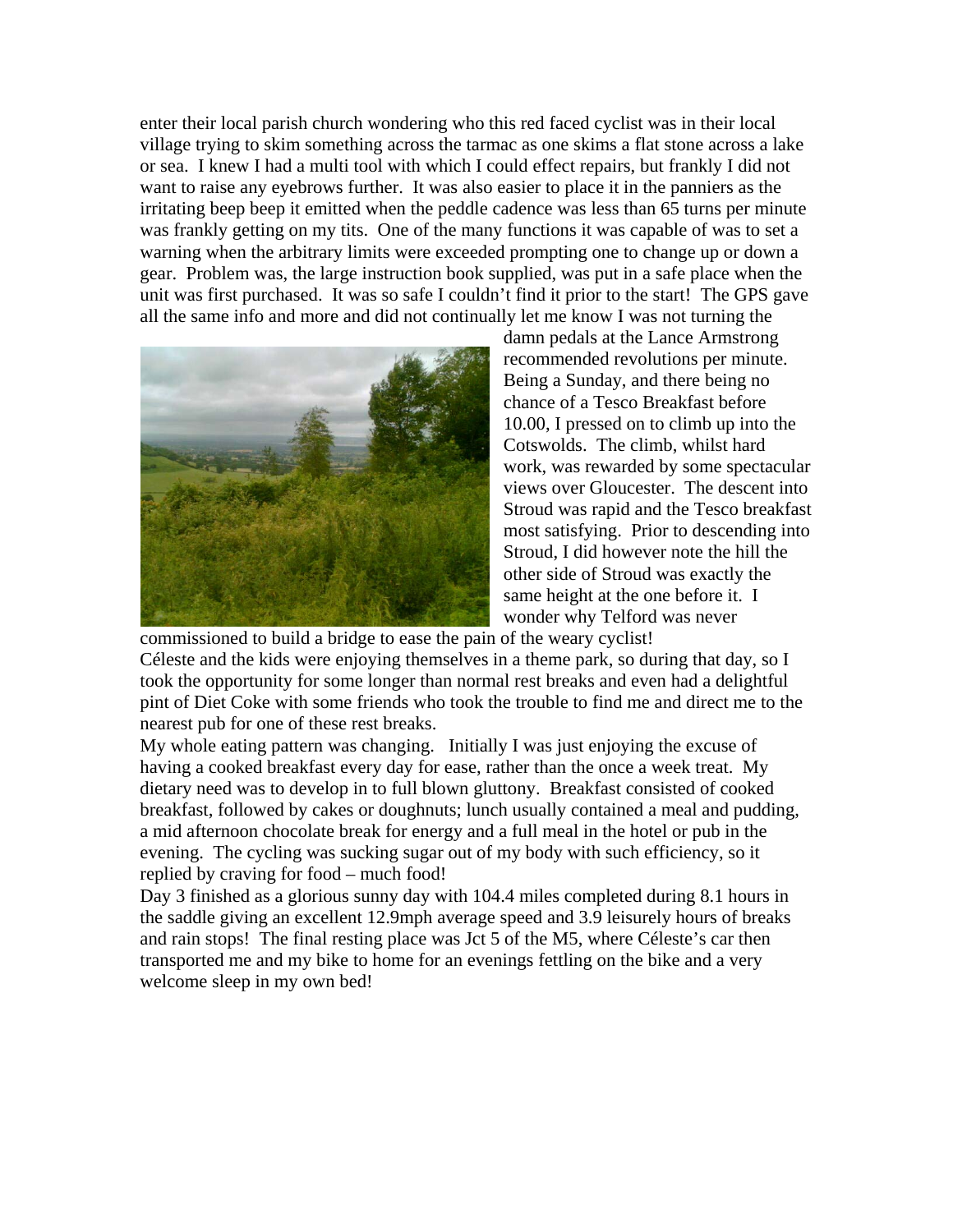enter their local parish church wondering who this red faced cyclist was in their local village trying to skim something across the tarmac as one skims a flat stone across a lake or sea. I knew I had a multi tool with which I could effect repairs, but frankly I did not want to raise any eyebrows further. It was also easier to place it in the panniers as the irritating beep beep it emitted when the peddle cadence was less than 65 turns per minute was frankly getting on my tits. One of the many functions it was capable of was to set a warning when the arbitrary limits were exceeded prompting one to change up or down a gear. Problem was, the large instruction book supplied, was put in a safe place when the unit was first purchased. It was so safe I couldn't find it prior to the start! The GPS gave all the same info and more and did not continually let me know I was not turning the damn pedals at the Lance Armstrong recommended revolutions per minute. Being a Sunday, and there being no chance of a Tesco Breakfast before 10.00, I pressed on to climb up into the Cotswolds. The climb, whilst hard work, was rewarded by some spectacular views over Gloucester. The descent into Stroud was rapid and the Tesco breakfast most satisfying. Prior to descending into Stroud, I did however note the hill the other side of Stroud was exactly the same height at the one before it. I wonder why Telford was never commissioned to build a bridge to ease the pain of the weary cyclist!

Céleste and the kids were enjoying themselves in a theme park, so during that day, so I took the opportunity for some longer than normal rest breaks and even had a delightful pint of Diet Coke with some friends who took the trouble to find me and direct me to the nearest pub for one of these rest breaks.

My whole eating pattern was changing. Initially I was just enjoying the excuse of having a cooked breakfast every day for ease, rather than the once a week treat. My dietary need was to develop in to full blown gluttony. Breakfast consisted of cooked breakfast, followed by cakes or doughnuts; lunch usually contained a meal and pudding, a mid afternoon chocolate break for energy and a full meal in the hotel or pub in the evening. The cycling was sucking sugar out of my body with such efficiency, so it replied by craving for food – much food!

Day 3 finished as a glorious sunny day with 104.4 miles completed during 8.1 hours in the saddle giving an excellent 12.9mph average speed and 3.9 leisurely hours of breaks and rain stops! The final resting place was Jct 5 of the M5, where Céleste's car then transported me and my bike to home for an evenings fettling on the bike and a very welcome sleep in my own bed!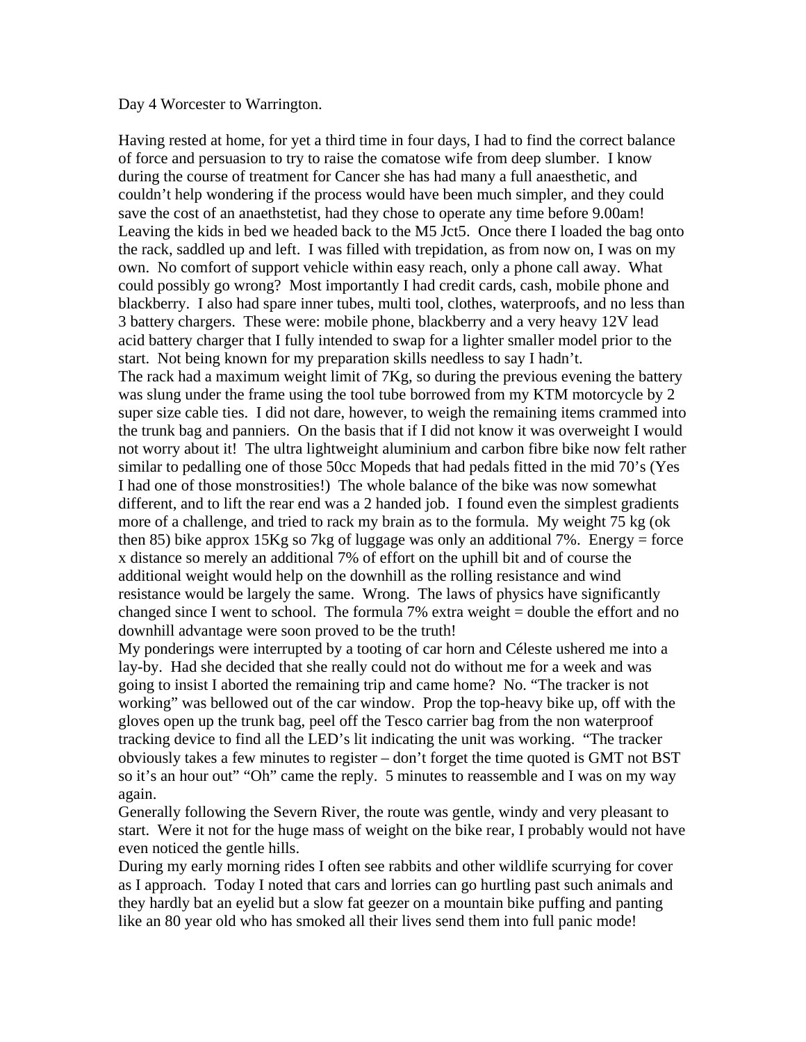Day 4 Worcester to Warrington.

Having rested at home, for yet a third time in four days, I had to find the correct balance of force and persuasion to try to raise the comatose wife from deep slumber. I know during the course of treatment for Cancer she has had many a full anaesthetic, and couldn't help wondering if the process would have been much simpler, and they could save the cost of an anaethstetist, had they chose to operate any time before 9.00am! Leaving the kids in bed we headed back to the M5 Jct5. Once there I loaded the bag onto the rack, saddled up and left. I was filled with trepidation, as from now on, I was on my own. No comfort of support vehicle within easy reach, only a phone call away. What could possibly go wrong? Most importantly I had credit cards, cash, mobile phone and blackberry. I also had spare inner tubes, multi tool, clothes, waterproofs, and no less than 3 battery chargers. These were: mobile phone, blackberry and a very heavy 12V lead acid battery charger that I fully intended to swap for a lighter smaller model prior to the start. Not being known for my preparation skills needless to say I hadn't.

The rack had a maximum weight limit of 7Kg, so during the previous evening the battery was slung under the frame using the tool tube borrowed from my KTM motorcycle by 2 super size cable ties. I did not dare, however, to weigh the remaining items crammed into the trunk bag and panniers. On the basis that if I did not know it was overweight I would not worry about it! The ultra lightweight aluminium and carbon fibre bike now felt rather similar to pedalling one of those 50cc Mopeds that had pedals fitted in the mid 70's (Yes I had one of those monstrosities!) The whole balance of the bike was now somewhat different, and to lift the rear end was a 2 handed job. I found even the simplest gradients more of a challenge, and tried to rack my brain as to the formula. My weight 75 kg (ok then 85) bike approx 15Kg so 7kg of luggage was only an additional 7%. Energy = force x distance so merely an additional 7% of effort on the uphill bit and of course the additional weight would help on the downhill as the rolling resistance and wind resistance would be largely the same. Wrong. The laws of physics have significantly changed since I went to school. The formula 7% extra weight = double the effort and no downhill advantage were soon proved to be the truth!

My ponderings were interrupted by a tooting of car horn and Céleste ushered me into a lay-by. Had she decided that she really could not do without me for a week and was going to insist I aborted the remaining trip and came home? No. "The tracker is not working" was bellowed out of the car window. Prop the top-heavy bike up, off with the gloves open up the trunk bag, peel off the Tesco carrier bag from the non waterproof tracking device to find all the LED's lit indicating the unit was working. "The tracker obviously takes a few minutes to register – don't forget the time quoted is GMT not BST so it's an hour out" "Oh" came the reply. 5 minutes to reassemble and I was on my way again.

Generally following the Severn River, the route was gentle, windy and very pleasant to start. Were it not for the huge mass of weight on the bike rear, I probably would not have even noticed the gentle hills.

During my early morning rides I often see rabbits and other wildlife scurrying for cover as I approach. Today I noted that cars and lorries can go hurtling past such animals and they hardly bat an eyelid but a slow fat geezer on a mountain bike puffing and panting like an 80 year old who has smoked all their lives send them into full panic mode!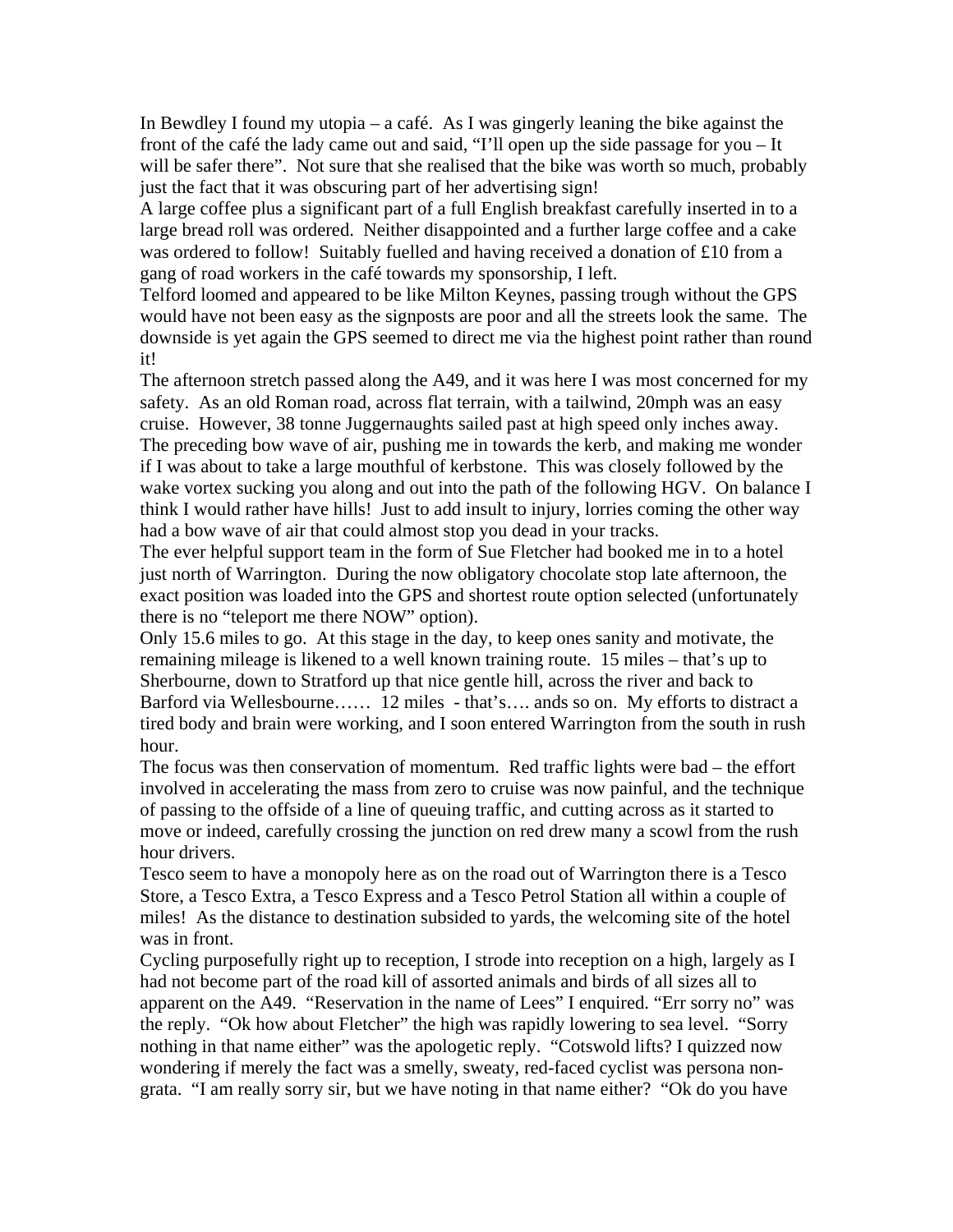In Bewdley I found my utopia – a café. As I was gingerly leaning the bike against the front of the café the lady came out and said, "I'll open up the side passage for you – It will be safer there". Not sure that she realised that the bike was worth so much, probably just the fact that it was obscuring part of her advertising sign!

A large coffee plus a significant part of a full English breakfast carefully inserted in to a large bread roll was ordered. Neither disappointed and a further large coffee and a cake was ordered to follow! Suitably fuelled and having received a donation of £10 from a gang of road workers in the café towards my sponsorship, I left.

Telford loomed and appeared to be like Milton Keynes, passing trough without the GPS would have not been easy as the signposts are poor and all the streets look the same. The downside is yet again the GPS seemed to direct me via the highest point rather than round it!

The afternoon stretch passed along the A49, and it was here I was most concerned for my safety. As an old Roman road, across flat terrain, with a tailwind, 20mph was an easy cruise. However, 38 tonne Juggernaughts sailed past at high speed only inches away. The preceding bow wave of air, pushing me in towards the kerb, and making me wonder if I was about to take a large mouthful of kerbstone. This was closely followed by the wake vortex sucking you along and out into the path of the following HGV. On balance I think I would rather have hills! Just to add insult to injury, lorries coming the other way had a bow wave of air that could almost stop you dead in your tracks.

The ever helpful support team in the form of Sue Fletcher had booked me in to a hotel just north of Warrington. During the now obligatory chocolate stop late afternoon, the exact position was loaded into the GPS and shortest route option selected (unfortunately there is no "teleport me there NOW" option).

Only 15.6 miles to go. At this stage in the day, to keep ones sanity and motivate, the remaining mileage is likened to a well known training route. 15 miles – that's up to Sherbourne, down to Stratford up that nice gentle hill, across the river and back to Barford via Wellesbourne…… 12 miles - that's…. ands so on. My efforts to distract a tired body and brain were working, and I soon entered Warrington from the south in rush hour.

The focus was then conservation of momentum. Red traffic lights were bad – the effort involved in accelerating the mass from zero to cruise was now painful, and the technique of passing to the offside of a line of queuing traffic, and cutting across as it started to move or indeed, carefully crossing the junction on red drew many a scowl from the rush hour drivers.

Tesco seem to have a monopoly here as on the road out of Warrington there is a Tesco Store, a Tesco Extra, a Tesco Express and a Tesco Petrol Station all within a couple of miles! As the distance to destination subsided to yards, the welcoming site of the hotel was in front.

Cycling purposefully right up to reception, I strode into reception on a high, largely as I had not become part of the road kill of assorted animals and birds of all sizes all to apparent on the A49. "Reservation in the name of Lees" I enquired. "Err sorry no" was the reply. "Ok how about Fletcher" the high was rapidly lowering to sea level. "Sorry nothing in that name either" was the apologetic reply. "Cotswold lifts? I quizzed now wondering if merely the fact was a smelly, sweaty, red-faced cyclist was persona non-grata. "I am really sorry sir, but we have noting in that name either? "Ok do you have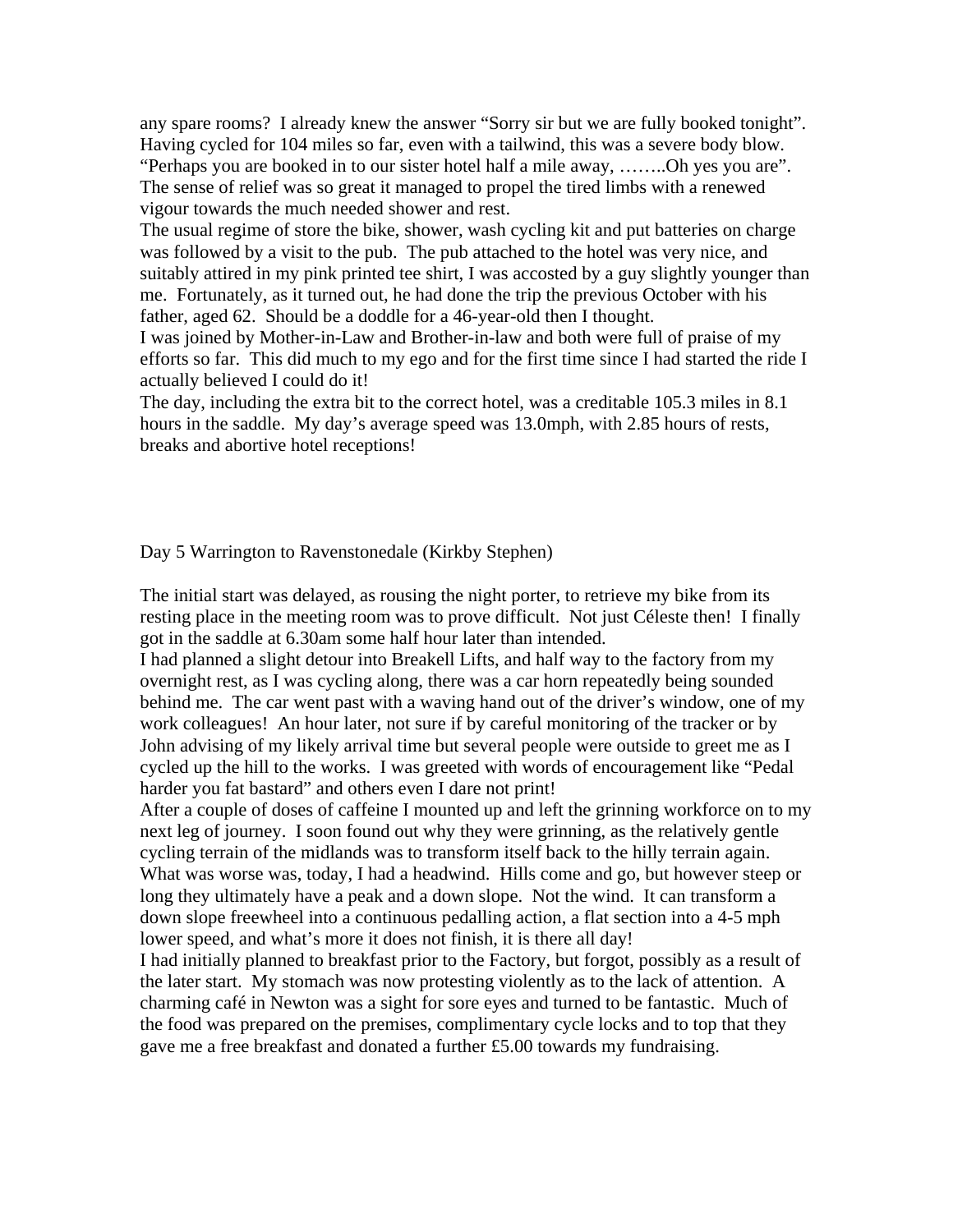any spare rooms? I already knew the answer "Sorry sir but we are fully booked tonight". Having cycled for 104 miles so far, even with a tailwind, this was a severe body blow. "Perhaps you are booked in to our sister hotel half a mile away, ……..Oh yes you are". The sense of relief was so great it managed to propel the tired limbs with a renewed vigour towards the much needed shower and rest.

The usual regime of store the bike, shower, wash cycling kit and put batteries on charge was followed by a visit to the pub. The pub attached to the hotel was very nice, and suitably attired in my pink printed tee shirt, I was accosted by a guy slightly younger than me. Fortunately, as it turned out, he had done the trip the previous October with his father, aged 62. Should be a doddle for a 46-year-old then I thought.

I was joined by Mother-in-Law and Brother-in-law and both were full of praise of my efforts so far. This did much to my ego and for the first time since I had started the ride I actually believed I could do it!

The day, including the extra bit to the correct hotel, was a creditable 105.3 miles in 8.1 hours in the saddle. My day's average speed was 13.0mph, with 2.85 hours of rests, breaks and abortive hotel receptions!

## Day 5 Warrington to Ravenstonedale (Kirkby Stephen)

The initial start was delayed, as rousing the night porter, to retrieve my bike from its resting place in the meeting room was to prove difficult. Not just Céleste then! I finally got in the saddle at 6.30am some half hour later than intended.

I had planned a slight detour into Breakell Lifts, and half way to the factory from my overnight rest, as I was cycling along, there was a car horn repeatedly being sounded behind me. The car went past with a waving hand out of the driver's window, one of my work colleagues! An hour later, not sure if by careful monitoring of the tracker or by John advising of my likely arrival time but several people were outside to greet me as I cycled up the hill to the works. I was greeted with words of encouragement like "Pedal harder you fat bastard" and others even I dare not print!

After a couple of doses of caffeine I mounted up and left the grinning workforce on to my next leg of journey. I soon found out why they were grinning, as the relatively gentle cycling terrain of the midlands was to transform itself back to the hilly terrain again. What was worse was, today, I had a headwind. Hills come and go, but however steep or long they ultimately have a peak and a down slope. Not the wind. It can transform a down slope freewheel into a continuous pedalling action, a flat section into a 4-5 mph lower speed, and what's more it does not finish, it is there all day!

I had initially planned to breakfast prior to the Factory, but forgot, possibly as a result of the later start. My stomach was now protesting violently as to the lack of attention. A charming café in Newton was a sight for sore eyes and turned to be fantastic. Much of the food was prepared on the premises, complimentary cycle locks and to top that they gave me a free breakfast and donated a further £5.00 towards my fundraising.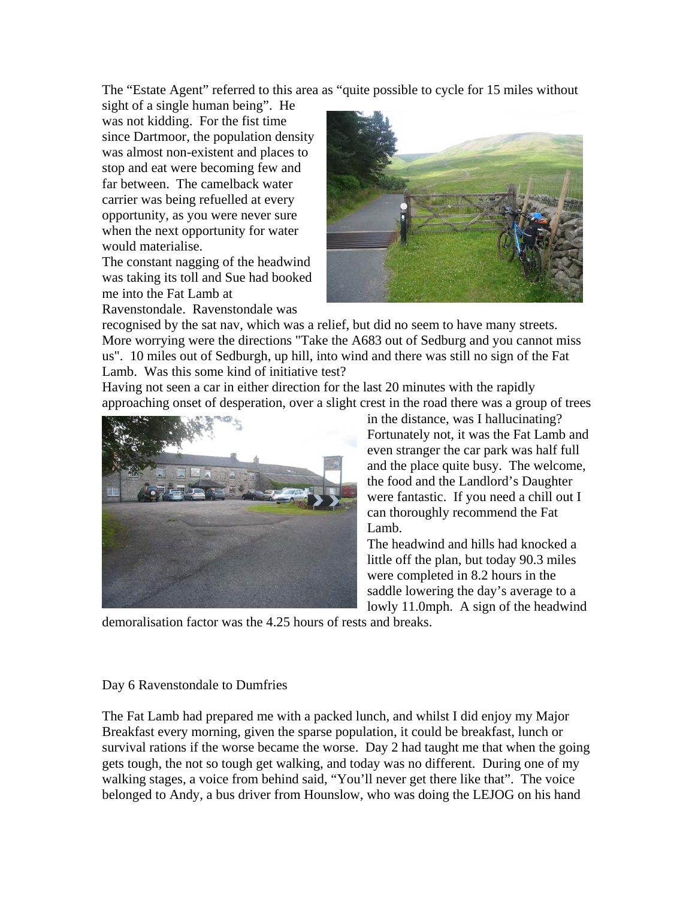The "Estate Agent" referred to this area as "quite possible to cycle for 15 miles without sight of a single human being". He was not kidding. For the fist time since Dartmoor, the population density was almost non-existent and places to stop and eat were becoming few and far between. The camelback water carrier was being refuelled at every opportunity, as you were never sure when the next opportunity for water would materialise.

The constant nagging of the headwind was taking its toll and Sue had booked me into the Fat Lamb at Ravenstondale. Ravenstondale was recognised by the sat nav, which was a relief, but did no seem to have many streets. More worrying were the directions "Take the A683 out of Sedburg and you cannot miss us". 10 miles out of Sedburgh, up hill, into wind and there was still no sign of the Fat Lamb. Was this some kind of initiative test?

Having not seen a car in either direction for the last 20 minutes with the rapidly approaching onset of desperation, over a slight crest in the road there was a group of trees in the distance, was I hallucinating? Fortunately not, it was the Fat Lamb and even stranger the car park was half full and the place quite busy. The welcome, the food and the Landlord's Daughter were fantastic. If you need a chill out I can thoroughly recommend the Fat Lamb.

The headwind and hills had knocked a little off the plan, but today 90.3 miles were completed in 8.2 hours in the saddle lowering the day's average to a lowly 11.0mph. A sign of the headwind demoralisation factor was the 4.25 hours of rests and breaks.

## Day 6 Ravenstondale to Dumfries

The Fat Lamb had prepared me with a packed lunch, and whilst I did enjoy my Major Breakfast every morning, given the sparse population, it could be breakfast, lunch or survival rations if the worse became the worse. Day 2 had taught me that when the going gets tough, the not so tough get walking, and today was no different. During one of my walking stages, a voice from behind said, "You'll never get there like that". The voice belonged to Andy, a bus driver from Hounslow, who was doing the LEJOG on his hand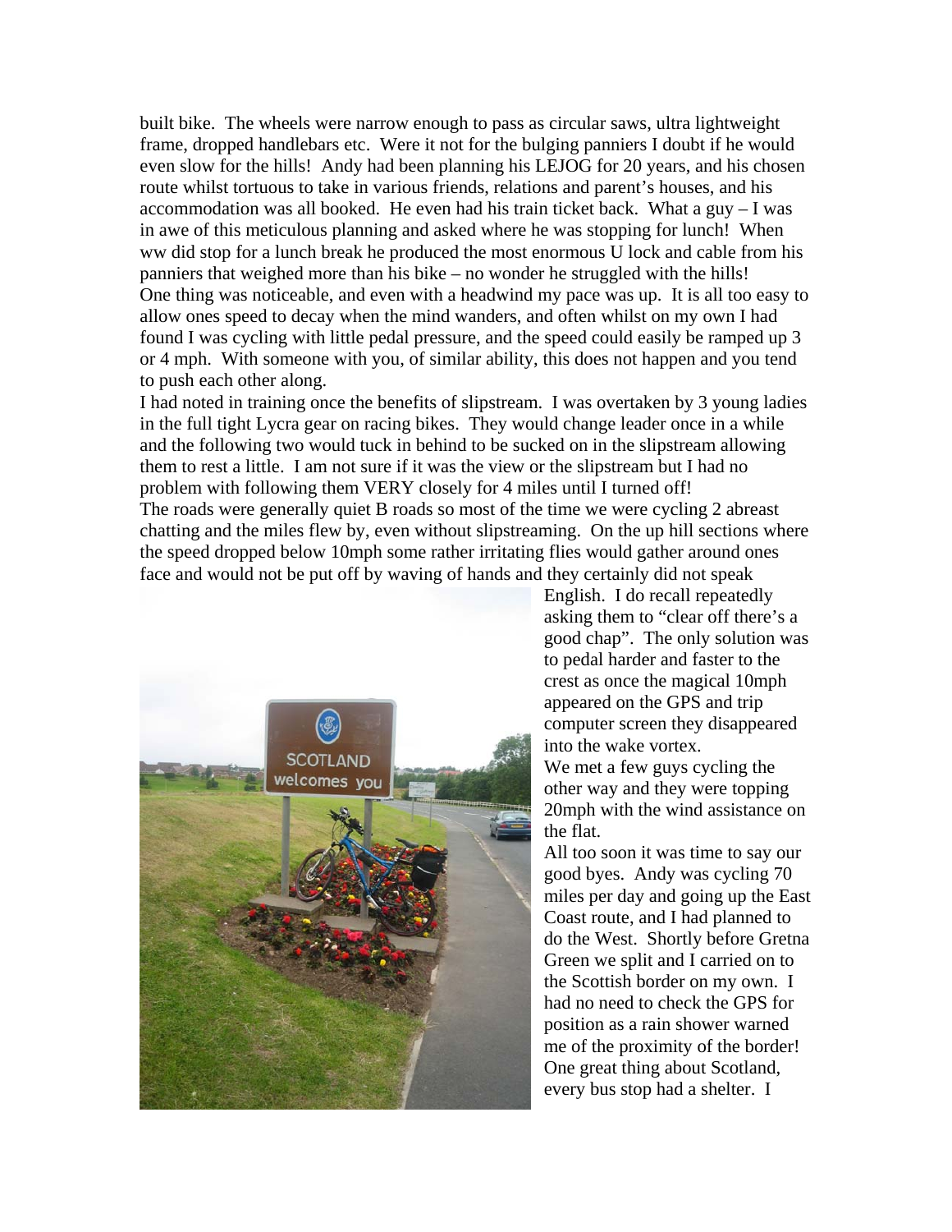built bike. The wheels were narrow enough to pass as circular saws, ultra lightweight frame, dropped handlebars etc. Were it not for the bulging panniers I doubt if he would even slow for the hills! Andy had been planning his LEJOG for 20 years, and his chosen route whilst tortuous to take in various friends, relations and parent's houses, and his accommodation was all booked. He even had his train ticket back. What a guy – I was in awe of this meticulous planning and asked where he was stopping for lunch! When ww did stop for a lunch break he produced the most enormous U lock and cable from his panniers that weighed more than his bike – no wonder he struggled with the hills!
One thing was noticeable, and even with a headwind my pace was up. It is all too easy to allow ones speed to decay when the mind wanders, and often whilst on my own I had found I was cycling with little pedal pressure, and the speed could easily be ramped up 3 or 4 mph. With someone with you, of similar ability, this does not happen and you tend to push each other along.
I had noted in training once the benefits of slipstream. I was overtaken by 3 young ladies in the full tight Lycra gear on racing bikes. They would change leader once in a while and the following two would tuck in behind to be sucked on in the slipstream allowing them to rest a little. I am not sure if it was the view or the slipstream but I had no problem with following them VERY closely for 4 miles until I turned off!
The roads were generally quiet B roads so most of the time we were cycling 2 abreast chatting and the miles flew by, even without slipstreaming. On the up hill sections where the speed dropped below 10mph some rather irritating flies would gather around ones face and would not be put off by waving of hands and they certainly did not speak English. I do recall repeatedly asking them to "clear off there's a good chap". The only solution was to pedal harder and faster to the crest as once the magical 10mph appeared on the GPS and trip computer screen they disappeared into the wake vortex.
We met a few guys cycling the other way and they were topping 20mph with the wind assistance on the flat.
All too soon it was time to say our good byes. Andy was cycling 70 miles per day and going up the East Coast route, and I had planned to do the West. Shortly before Gretna Green we split and I carried on to the Scottish border on my own. I had no need to check the GPS for position as a rain shower warned me of the proximity of the border! One great thing about Scotland, every bus stop had a shelter. I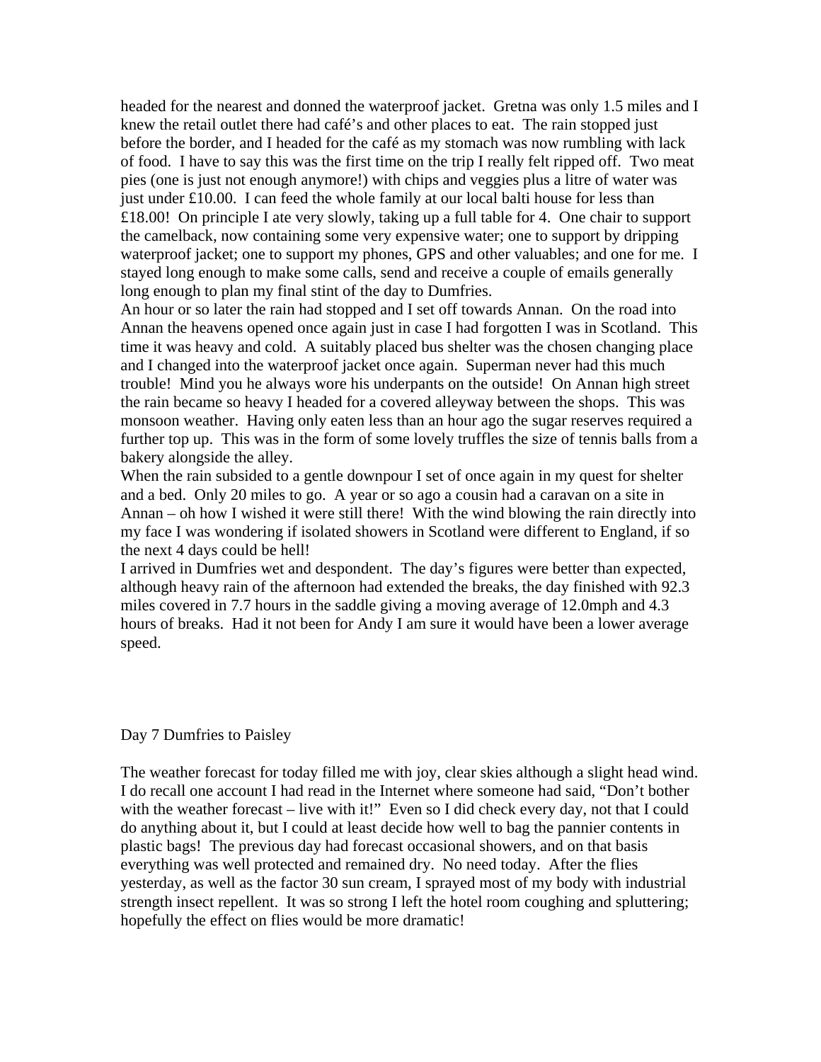headed for the nearest and donned the waterproof jacket. Gretna was only 1.5 miles and I knew the retail outlet there had café's and other places to eat. The rain stopped just before the border, and I headed for the café as my stomach was now rumbling with lack of food. I have to say this was the first time on the trip I really felt ripped off. Two meat pies (one is just not enough anymore!) with chips and veggies plus a litre of water was just under £10.00. I can feed the whole family at our local balti house for less than £18.00! On principle I ate very slowly, taking up a full table for 4. One chair to support the camelback, now containing some very expensive water; one to support by dripping waterproof jacket; one to support my phones, GPS and other valuables; and one for me. I stayed long enough to make some calls, send and receive a couple of emails generally long enough to plan my final stint of the day to Dumfries.

An hour or so later the rain had stopped and I set off towards Annan. On the road into Annan the heavens opened once again just in case I had forgotten I was in Scotland. This time it was heavy and cold. A suitably placed bus shelter was the chosen changing place and I changed into the waterproof jacket once again. Superman never had this much trouble! Mind you he always wore his underpants on the outside! On Annan high street the rain became so heavy I headed for a covered alleyway between the shops. This was monsoon weather. Having only eaten less than an hour ago the sugar reserves required a further top up. This was in the form of some lovely truffles the size of tennis balls from a bakery alongside the alley.

When the rain subsided to a gentle downpour I set of once again in my quest for shelter and a bed. Only 20 miles to go. A year or so ago a cousin had a caravan on a site in Annan – oh how I wished it were still there! With the wind blowing the rain directly into my face I was wondering if isolated showers in Scotland were different to England, if so the next 4 days could be hell!

I arrived in Dumfries wet and despondent. The day's figures were better than expected, although heavy rain of the afternoon had extended the breaks, the day finished with 92.3 miles covered in 7.7 hours in the saddle giving a moving average of 12.0mph and 4.3 hours of breaks. Had it not been for Andy I am sure it would have been a lower average speed.

## Day 7 Dumfries to Paisley

The weather forecast for today filled me with joy, clear skies although a slight head wind. I do recall one account I had read in the Internet where someone had said, "Don't bother with the weather forecast – live with it!" Even so I did check every day, not that I could do anything about it, but I could at least decide how well to bag the pannier contents in plastic bags! The previous day had forecast occasional showers, and on that basis everything was well protected and remained dry. No need today. After the flies yesterday, as well as the factor 30 sun cream, I sprayed most of my body with industrial strength insect repellent. It was so strong I left the hotel room coughing and spluttering; hopefully the effect on flies would be more dramatic!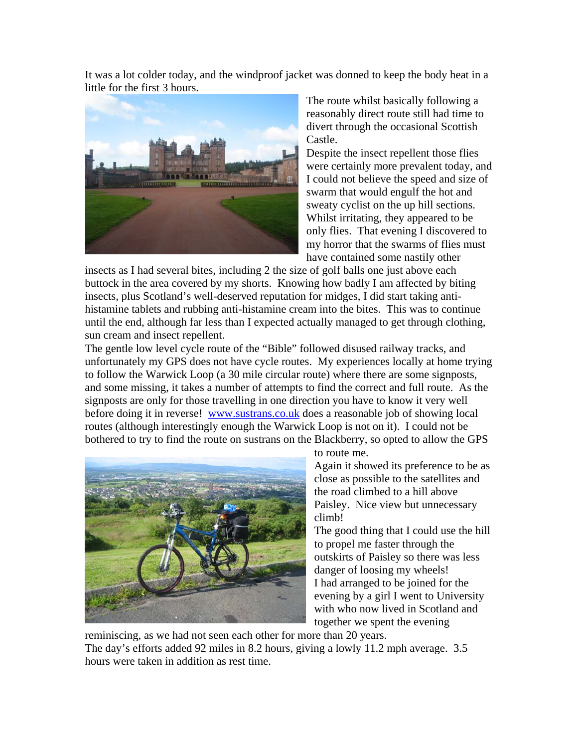It was a lot colder today, and the windproof jacket was donned to keep the body heat in a little for the first 3 hours.

The route whilst basically following a reasonably direct route still had time to divert through the occasional Scottish Castle.

Despite the insect repellent those flies were certainly more prevalent today, and I could not believe the speed and size of swarm that would engulf the hot and sweaty cyclist on the up hill sections. Whilst irritating, they appeared to be only flies. That evening I discovered to my horror that the swarms of flies must have contained some nastily other insects as I had several bites, including 2 the size of golf balls one just above each buttock in the area covered by my shorts. Knowing how badly I am affected by biting insects, plus Scotland's well-deserved reputation for midges, I did start taking anti-histamine tablets and rubbing anti-histamine cream into the bites. This was to continue until the end, although far less than I expected actually managed to get through clothing, sun cream and insect repellent.

The gentle low level cycle route of the "Bible" followed disused railway tracks, and unfortunately my GPS does not have cycle routes. My experiences locally at home trying to follow the Warwick Loop (a 30 mile circular route) where there are some signposts, and some missing, it takes a number of attempts to find the correct and full route. As the signposts are only for those travelling in one direction you have to know it very well before doing it in reverse! [www.sustrans.co.uk](http://www.sustrans.co.uk) does a reasonable job of showing local routes (although interestingly enough the Warwick Loop is not on it). I could not be bothered to try to find the route on sustrans on the Blackberry, so opted to allow the GPS to route me.

Again it showed its preference to be as close as possible to the satellites and the road climbed to a hill above Paisley. Nice view but unnecessary climb!

The good thing that I could use the hill to propel me faster through the outskirts of Paisley so there was less danger of loosing my wheels!

I had arranged to be joined for the evening by a girl I went to University with who now lived in Scotland and together we spent the evening reminiscing, as we had not seen each other for more than 20 years.

The day's efforts added 92 miles in 8.2 hours, giving a lowly 11.2 mph average. 3.5 hours were taken in addition as rest time.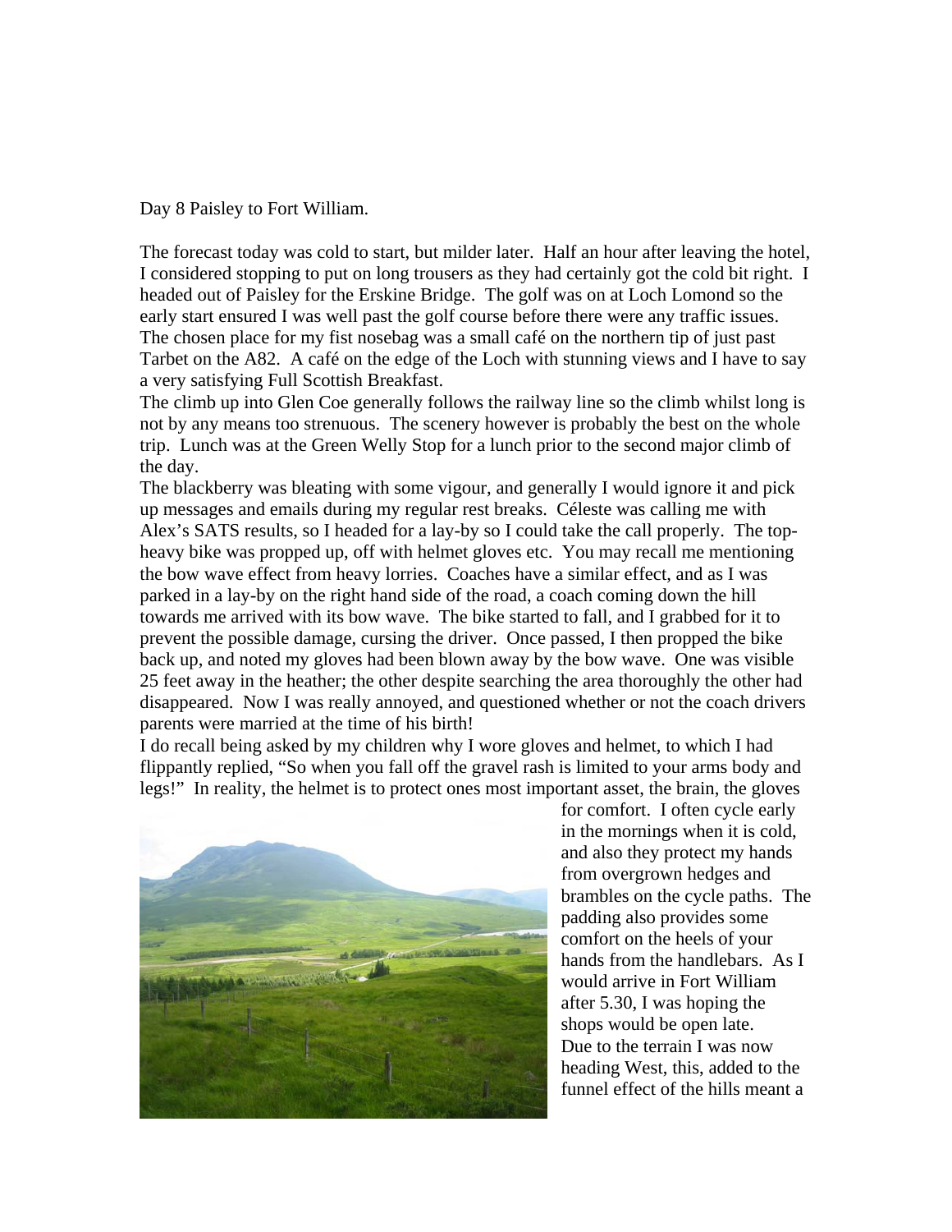Day 8 Paisley to Fort William.

The forecast today was cold to start, but milder later. Half an hour after leaving the hotel, I considered stopping to put on long trousers as they had certainly got the cold bit right. I headed out of Paisley for the Erskine Bridge. The golf was on at Loch Lomond so the early start ensured I was well past the golf course before there were any traffic issues. The chosen place for my fist nosebag was a small café on the northern tip of just past Tarbet on the A82. A café on the edge of the Loch with stunning views and I have to say a very satisfying Full Scottish Breakfast.

The climb up into Glen Coe generally follows the railway line so the climb whilst long is not by any means too strenuous. The scenery however is probably the best on the whole trip. Lunch was at the Green Welly Stop for a lunch prior to the second major climb of the day.

The blackberry was bleating with some vigour, and generally I would ignore it and pick up messages and emails during my regular rest breaks. Céleste was calling me with Alex's SATS results, so I headed for a lay-by so I could take the call properly. The top-heavy bike was propped up, off with helmet gloves etc. You may recall me mentioning the bow wave effect from heavy lorries. Coaches have a similar effect, and as I was parked in a lay-by on the right hand side of the road, a coach coming down the hill towards me arrived with its bow wave. The bike started to fall, and I grabbed for it to prevent the possible damage, cursing the driver. Once passed, I then propped the bike back up, and noted my gloves had been blown away by the bow wave. One was visible 25 feet away in the heather; the other despite searching the area thoroughly the other had disappeared. Now I was really annoyed, and questioned whether or not the coach drivers parents were married at the time of his birth!

I do recall being asked by my children why I wore gloves and helmet, to which I had flippantly replied, "So when you fall off the gravel rash is limited to your arms body and legs!" In reality, the helmet is to protect ones most important asset, the brain, the gloves for comfort. I often cycle early in the mornings when it is cold, and also they protect my hands from overgrown hedges and brambles on the cycle paths. The padding also provides some comfort on the heels of your hands from the handlebars. As I would arrive in Fort William after 5.30, I was hoping the shops would be open late.

Due to the terrain I was now heading West, this, added to the funnel effect of the hills meant a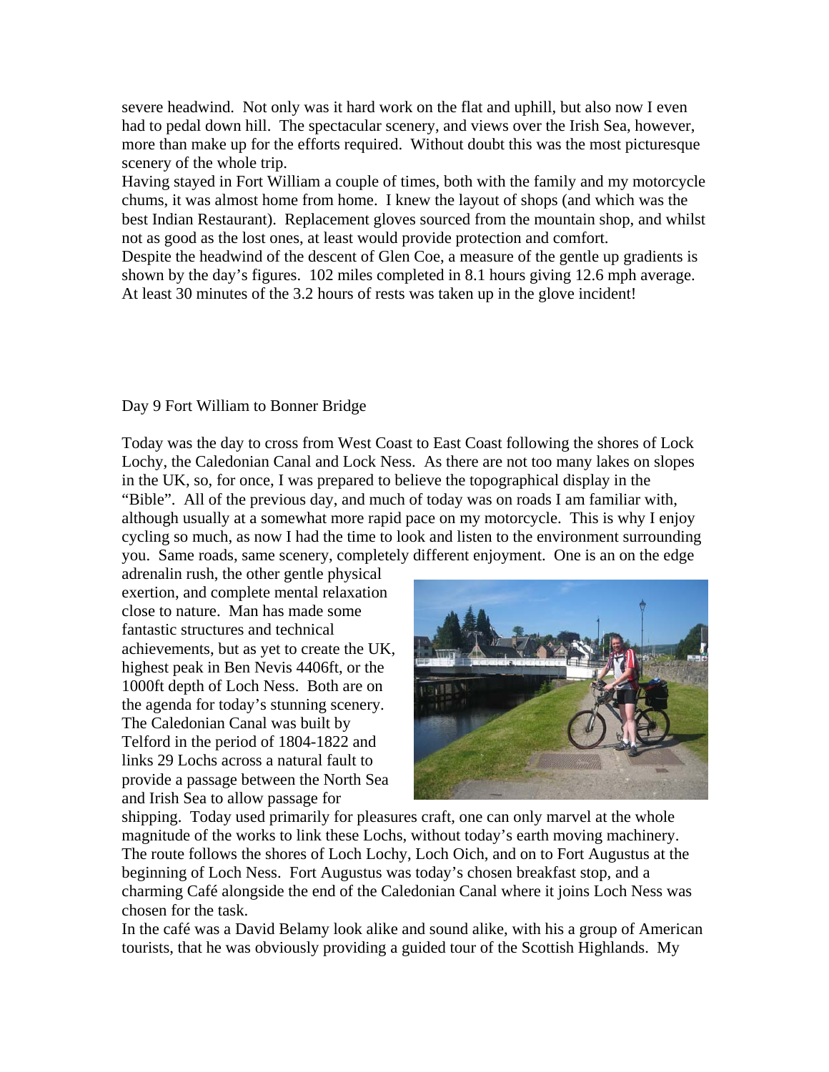severe headwind. Not only was it hard work on the flat and uphill, but also now I even had to pedal down hill. The spectacular scenery, and views over the Irish Sea, however, more than make up for the efforts required. Without doubt this was the most picturesque scenery of the whole trip.
Having stayed in Fort William a couple of times, both with the family and my motorcycle chums, it was almost home from home. I knew the layout of shops (and which was the best Indian Restaurant). Replacement gloves sourced from the mountain shop, and whilst not as good as the lost ones, at least would provide protection and comfort.
Despite the headwind of the descent of Glen Coe, a measure of the gentle up gradients is shown by the day's figures. 102 miles completed in 8.1 hours giving 12.6 mph average. At least 30 minutes of the 3.2 hours of rests was taken up in the glove incident!

Day 9 Fort William to Bonner Bridge

Today was the day to cross from West Coast to East Coast following the shores of Lock Lochy, the Caledonian Canal and Lock Ness. As there are not too many lakes on slopes in the UK, so, for once, I was prepared to believe the topographical display in the "Bible". All of the previous day, and much of today was on roads I am familiar with, although usually at a somewhat more rapid pace on my motorcycle. This is why I enjoy cycling so much, as now I had the time to look and listen to the environment surrounding you. Same roads, same scenery, completely different enjoyment. One is an on the edge adrenalin rush, the other gentle physical exertion, and complete mental relaxation close to nature. Man has made some fantastic structures and technical achievements, but as yet to create the UK, highest peak in Ben Nevis 4406ft, or the 1000ft depth of Loch Ness. Both are on the agenda for today's stunning scenery. The Caledonian Canal was built by Telford in the period of 1804-1822 and links 29 Lochs across a natural fault to provide a passage between the North Sea and Irish Sea to allow passage for shipping. Today used primarily for pleasures craft, one can only marvel at the whole magnitude of the works to link these Lochs, without today's earth moving machinery. The route follows the shores of Loch Lochy, Loch Oich, and on to Fort Augustus at the beginning of Loch Ness. Fort Augustus was today's chosen breakfast stop, and a charming Café alongside the end of the Caledonian Canal where it joins Loch Ness was chosen for the task.
In the café was a David Belamy look alike and sound alike, with his a group of American tourists, that he was obviously providing a guided tour of the Scottish Highlands. My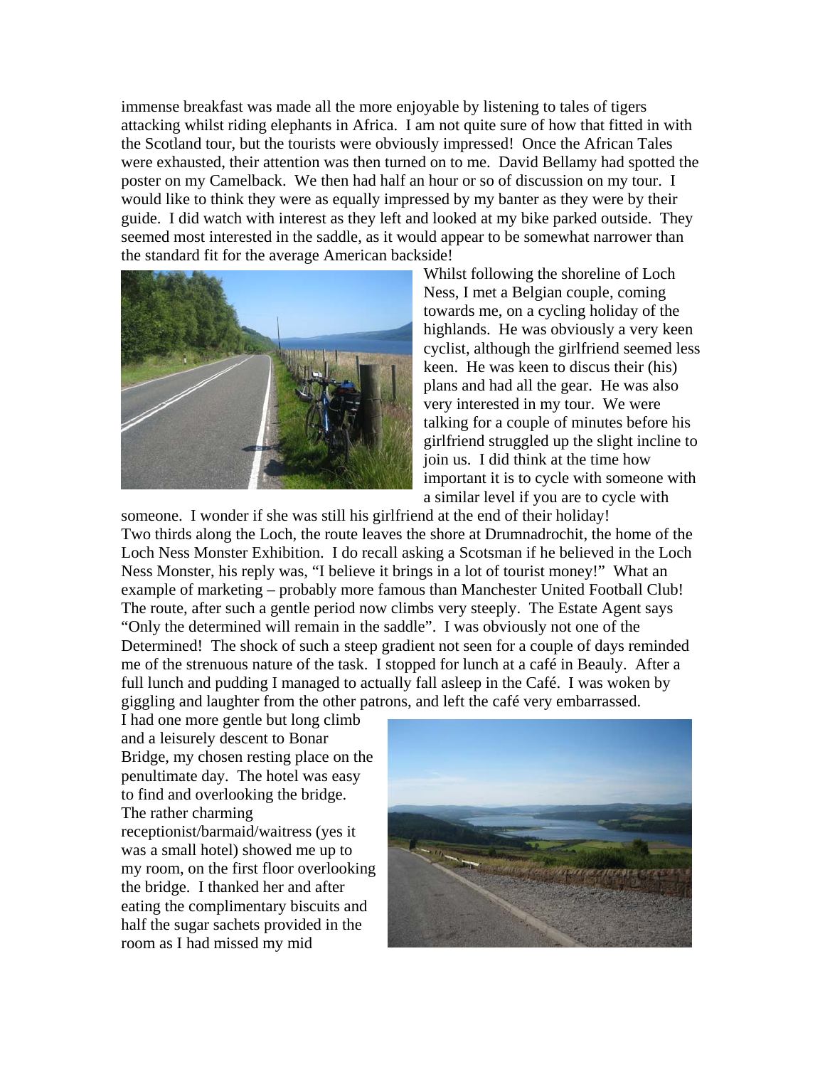immense breakfast was made all the more enjoyable by listening to tales of tigers attacking whilst riding elephants in Africa. I am not quite sure of how that fitted in with the Scotland tour, but the tourists were obviously impressed! Once the African Tales were exhausted, their attention was then turned on to me. David Bellamy had spotted the poster on my Camelback. We then had half an hour or so of discussion on my tour. I would like to think they were as equally impressed by my banter as they were by their guide. I did watch with interest as they left and looked at my bike parked outside. They seemed most interested in the saddle, as it would appear to be somewhat narrower than the standard fit for the average American backside!

Whilst following the shoreline of Loch Ness, I met a Belgian couple, coming towards me, on a cycling holiday of the highlands. He was obviously a very keen cyclist, although the girlfriend seemed less keen. He was keen to discus their (his) plans and had all the gear. He was also very interested in my tour. We were talking for a couple of minutes before his girlfriend struggled up the slight incline to join us. I did think at the time how important it is to cycle with someone with a similar level if you are to cycle with someone. I wonder if she was still his girlfriend at the end of their holiday!

Two thirds along the Loch, the route leaves the shore at Drumnadrochit, the home of the Loch Ness Monster Exhibition. I do recall asking a Scotsman if he believed in the Loch Ness Monster, his reply was, "I believe it brings in a lot of tourist money!" What an example of marketing – probably more famous than Manchester United Football Club!

The route, after such a gentle period now climbs very steeply. The Estate Agent says "Only the determined will remain in the saddle". I was obviously not one of the Determined! The shock of such a steep gradient not seen for a couple of days reminded me of the strenuous nature of the task. I stopped for lunch at a café in Beauly. After a full lunch and pudding I managed to actually fall asleep in the Café. I was woken by giggling and laughter from the other patrons, and left the café very embarrassed.

I had one more gentle but long climb and a leisurely descent to Bonar Bridge, my chosen resting place on the penultimate day. The hotel was easy to find and overlooking the bridge. The rather charming receptionist/barmaid/waitress (yes it was a small hotel) showed me up to my room, on the first floor overlooking the bridge. I thanked her and after eating the complimentary biscuits and half the sugar sachets provided in the room as I had missed my mid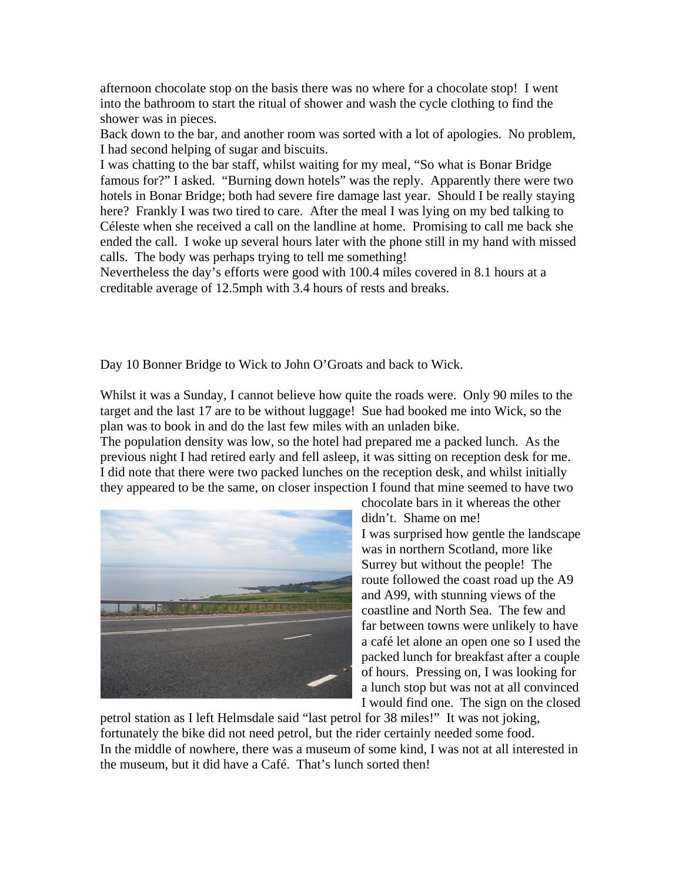afternoon chocolate stop on the basis there was no where for a chocolate stop! I went into the bathroom to start the ritual of shower and wash the cycle clothing to find the shower was in pieces.

Back down to the bar, and another room was sorted with a lot of apologies. No problem, I had second helping of sugar and biscuits.

I was chatting to the bar staff, whilst waiting for my meal, "So what is Bonar Bridge famous for?" I asked. "Burning down hotels" was the reply. Apparently there were two hotels in Bonar Bridge; both had severe fire damage last year. Should I be really staying here? Frankly I was two tired to care. After the meal I was lying on my bed talking to Céleste when she received a call on the landline at home. Promising to call me back she ended the call. I woke up several hours later with the phone still in my hand with missed calls. The body was perhaps trying to tell me something!

Nevertheless the day's efforts were good with 100.4 miles covered in 8.1 hours at a creditable average of 12.5mph with 3.4 hours of rests and breaks.

Day 10 Bonner Bridge to Wick to John O'Groats and back to Wick.

Whilst it was a Sunday, I cannot believe how quite the roads were. Only 90 miles to the target and the last 17 are to be without luggage! Sue had booked me into Wick, so the plan was to book in and do the last few miles with an unladen bike.

The population density was low, so the hotel had prepared me a packed lunch. As the previous night I had retired early and fell asleep, it was sitting on reception desk for me. I did note that there were two packed lunches on the reception desk, and whilst initially they appeared to be the same, on closer inspection I found that mine seemed to have two chocolate bars in it whereas the other didn't. Shame on me!

I was surprised how gentle the landscape was in northern Scotland, more like Surrey but without the people! The route followed the coast road up the A9 and A99, with stunning views of the coastline and North Sea. The few and far between towns were unlikely to have a café let alone an open one so I used the packed lunch for breakfast after a couple of hours. Pressing on, I was looking for a lunch stop but was not at all convinced I would find one. The sign on the closed petrol station as I left Helmsdale said "last petrol for 38 miles!" It was not joking, fortunately the bike did not need petrol, but the rider certainly needed some food.

In the middle of nowhere, there was a museum of some kind, I was not at all interested in the museum, but it did have a Café. That's lunch sorted then!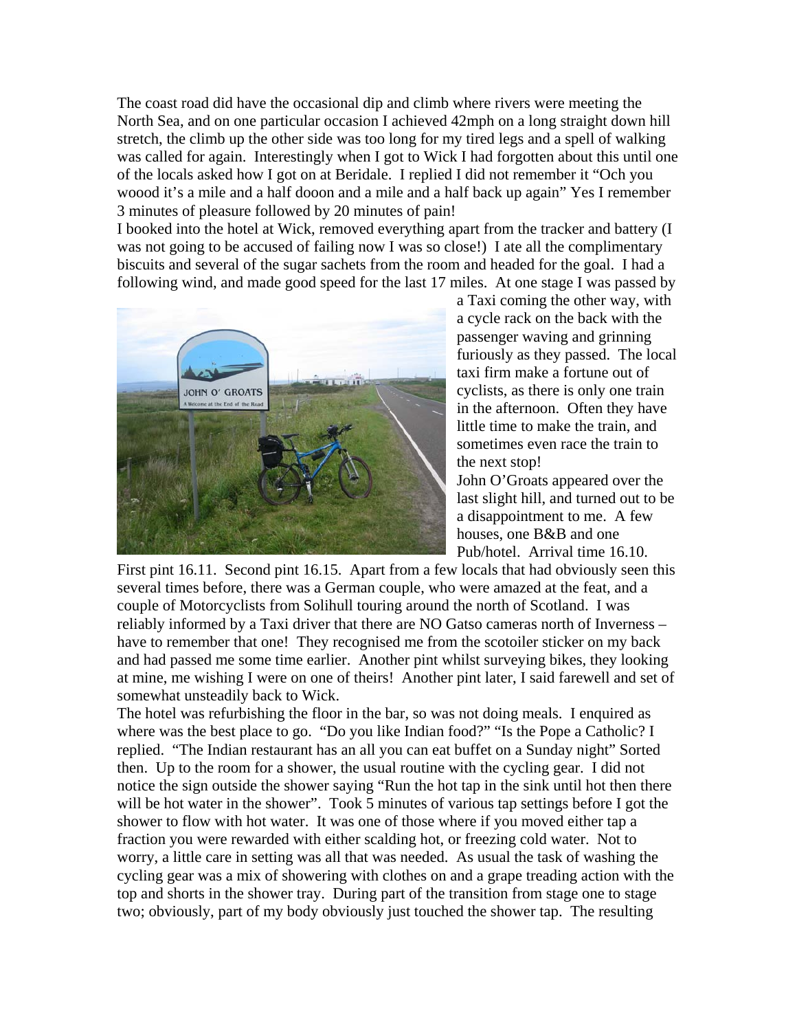The coast road did have the occasional dip and climb where rivers were meeting the North Sea, and on one particular occasion I achieved 42mph on a long straight down hill stretch, the climb up the other side was too long for my tired legs and a spell of walking was called for again. Interestingly when I got to Wick I had forgotten about this until one of the locals asked how I got on at Beridale. I replied I did not remember it "Och you woood it's a mile and a half dooon and a mile and a half back up again" Yes I remember 3 minutes of pleasure followed by 20 minutes of pain!

I booked into the hotel at Wick, removed everything apart from the tracker and battery (I was not going to be accused of failing now I was so close!) I ate all the complimentary biscuits and several of the sugar sachets from the room and headed for the goal. I had a following wind, and made good speed for the last 17 miles. At one stage I was passed by a Taxi coming the other way, with a cycle rack on the back with the passenger waving and grinning furiously as they passed. The local taxi firm make a fortune out of cyclists, as there is only one train in the afternoon. Often they have little time to make the train, and sometimes even race the train to the next stop!

John O'Groats appeared over the last slight hill, and turned out to be a disappointment to me. A few houses, one B&B and one Pub/hotel. Arrival time 16.10. First pint 16.11. Second pint 16.15. Apart from a few locals that had obviously seen this several times before, there was a German couple, who were amazed at the feat, and a couple of Motorcyclists from Solihull touring around the north of Scotland. I was reliably informed by a Taxi driver that there are NO Gatso cameras north of Inverness – have to remember that one! They recognised me from the scotoiler sticker on my back and had passed me some time earlier. Another pint whilst surveying bikes, they looking at mine, me wishing I were on one of theirs! Another pint later, I said farewell and set of somewhat unsteadily back to Wick.

The hotel was refurbishing the floor in the bar, so was not doing meals. I enquired as where was the best place to go. "Do you like Indian food?" "Is the Pope a Catholic? I replied. "The Indian restaurant has an all you can eat buffet on a Sunday night" Sorted then. Up to the room for a shower, the usual routine with the cycling gear. I did not notice the sign outside the shower saying "Run the hot tap in the sink until hot then there will be hot water in the shower". Took 5 minutes of various tap settings before I got the shower to flow with hot water. It was one of those where if you moved either tap a fraction you were rewarded with either scalding hot, or freezing cold water. Not to worry, a little care in setting was all that was needed. As usual the task of washing the cycling gear was a mix of showering with clothes on and a grape treading action with the top and shorts in the shower tray. During part of the transition from stage one to stage two; obviously, part of my body obviously just touched the shower tap. The resulting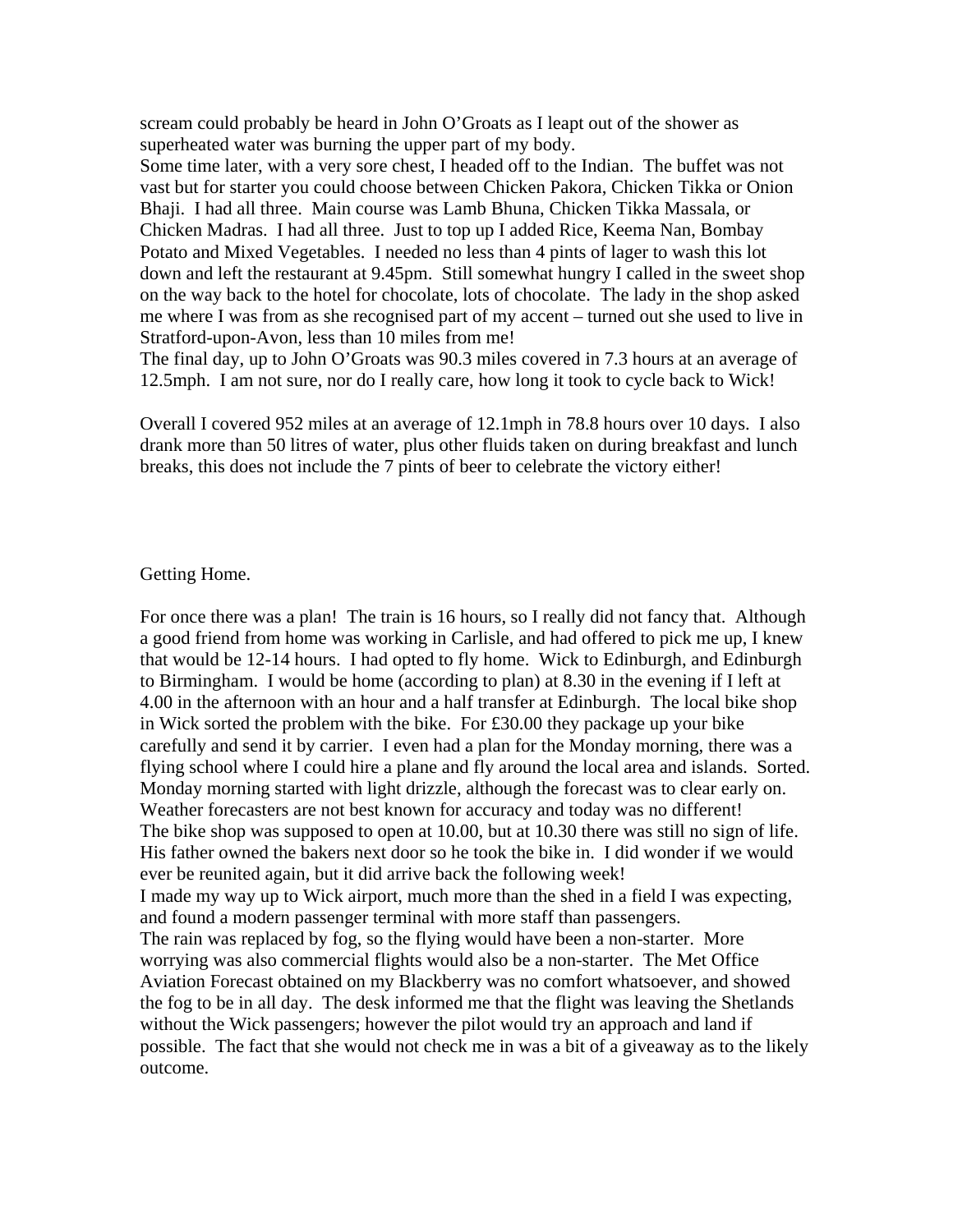scream could probably be heard in John O'Groats as I leapt out of the shower as superheated water was burning the upper part of my body.

Some time later, with a very sore chest, I headed off to the Indian. The buffet was not vast but for starter you could choose between Chicken Pakora, Chicken Tikka or Onion Bhaji. I had all three. Main course was Lamb Bhuna, Chicken Tikka Massala, or Chicken Madras. I had all three. Just to top up I added Rice, Keema Nan, Bombay Potato and Mixed Vegetables. I needed no less than 4 pints of lager to wash this lot down and left the restaurant at 9.45pm. Still somewhat hungry I called in the sweet shop on the way back to the hotel for chocolate, lots of chocolate. The lady in the shop asked me where I was from as she recognised part of my accent – turned out she used to live in Stratford-upon-Avon, less than 10 miles from me!

The final day, up to John O'Groats was 90.3 miles covered in 7.3 hours at an average of 12.5mph. I am not sure, nor do I really care, how long it took to cycle back to Wick!

Overall I covered 952 miles at an average of 12.1mph in 78.8 hours over 10 days. I also drank more than 50 litres of water, plus other fluids taken on during breakfast and lunch breaks, this does not include the 7 pints of beer to celebrate the victory either!

Getting Home.

For once there was a plan! The train is 16 hours, so I really did not fancy that. Although a good friend from home was working in Carlisle, and had offered to pick me up, I knew that would be 12-14 hours. I had opted to fly home. Wick to Edinburgh, and Edinburgh to Birmingham. I would be home (according to plan) at 8.30 in the evening if I left at 4.00 in the afternoon with an hour and a half transfer at Edinburgh. The local bike shop in Wick sorted the problem with the bike. For £30.00 they package up your bike carefully and send it by carrier. I even had a plan for the Monday morning, there was a flying school where I could hire a plane and fly around the local area and islands. Sorted.

Monday morning started with light drizzle, although the forecast was to clear early on. Weather forecasters are not best known for accuracy and today was no different!

The bike shop was supposed to open at 10.00, but at 10.30 there was still no sign of life. His father owned the bakers next door so he took the bike in. I did wonder if we would ever be reunited again, but it did arrive back the following week!

I made my way up to Wick airport, much more than the shed in a field I was expecting, and found a modern passenger terminal with more staff than passengers.

The rain was replaced by fog, so the flying would have been a non-starter. More worrying was also commercial flights would also be a non-starter. The Met Office Aviation Forecast obtained on my Blackberry was no comfort whatsoever, and showed the fog to be in all day. The desk informed me that the flight was leaving the Shetlands without the Wick passengers; however the pilot would try an approach and land if possible. The fact that she would not check me in was a bit of a giveaway as to the likely outcome.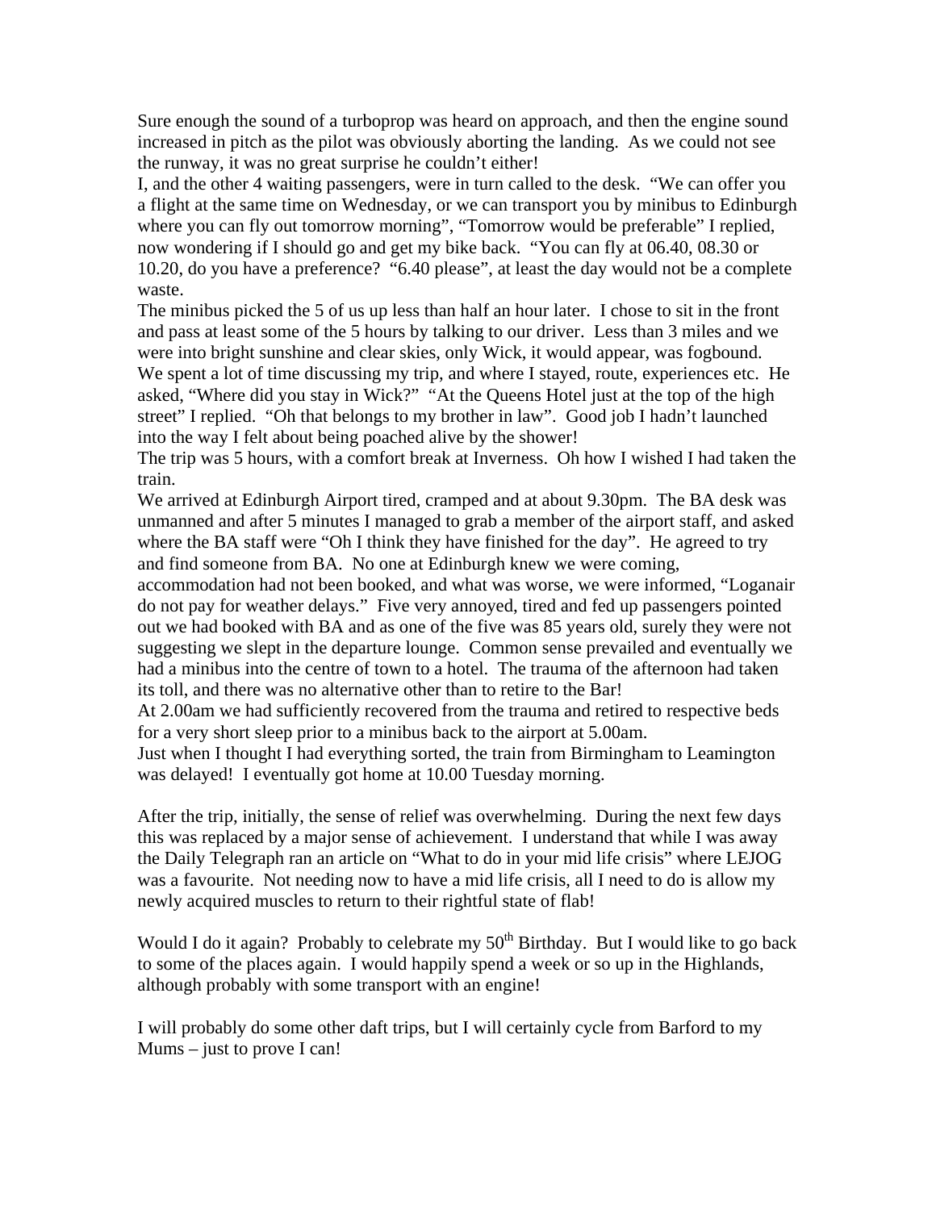Sure enough the sound of a turboprop was heard on approach, and then the engine sound increased in pitch as the pilot was obviously aborting the landing. As we could not see the runway, it was no great surprise he couldn't either!

I, and the other 4 waiting passengers, were in turn called to the desk. "We can offer you a flight at the same time on Wednesday, or we can transport you by minibus to Edinburgh where you can fly out tomorrow morning", "Tomorrow would be preferable" I replied, now wondering if I should go and get my bike back. "You can fly at 06.40, 08.30 or 10.20, do you have a preference? "6.40 please", at least the day would not be a complete waste.

The minibus picked the 5 of us up less than half an hour later. I chose to sit in the front and pass at least some of the 5 hours by talking to our driver. Less than 3 miles and we were into bright sunshine and clear skies, only Wick, it would appear, was fogbound. We spent a lot of time discussing my trip, and where I stayed, route, experiences etc. He asked, "Where did you stay in Wick?" "At the Queens Hotel just at the top of the high street" I replied. "Oh that belongs to my brother in law". Good job I hadn't launched into the way I felt about being poached alive by the shower!

The trip was 5 hours, with a comfort break at Inverness. Oh how I wished I had taken the train.

We arrived at Edinburgh Airport tired, cramped and at about 9.30pm. The BA desk was unmanned and after 5 minutes I managed to grab a member of the airport staff, and asked where the BA staff were "Oh I think they have finished for the day". He agreed to try and find someone from BA. No one at Edinburgh knew we were coming, accommodation had not been booked, and what was worse, we were informed, "Loganair do not pay for weather delays." Five very annoyed, tired and fed up passengers pointed out we had booked with BA and as one of the five was 85 years old, surely they were not suggesting we slept in the departure lounge. Common sense prevailed and eventually we had a minibus into the centre of town to a hotel. The trauma of the afternoon had taken its toll, and there was no alternative other than to retire to the Bar!

At 2.00am we had sufficiently recovered from the trauma and retired to respective beds for a very short sleep prior to a minibus back to the airport at 5.00am.

Just when I thought I had everything sorted, the train from Birmingham to Leamington was delayed! I eventually got home at 10.00 Tuesday morning.

After the trip, initially, the sense of relief was overwhelming. During the next few days this was replaced by a major sense of achievement. I understand that while I was away the Daily Telegraph ran an article on "What to do in your mid life crisis" where LEJOG was a favourite. Not needing now to have a mid life crisis, all I need to do is allow my newly acquired muscles to return to their rightful state of flab!

Would I do it again? Probably to celebrate my 50th Birthday. But I would like to go back to some of the places again. I would happily spend a week or so up in the Highlands, although probably with some transport with an engine!

I will probably do some other daft trips, but I will certainly cycle from Barford to my Mums – just to prove I can!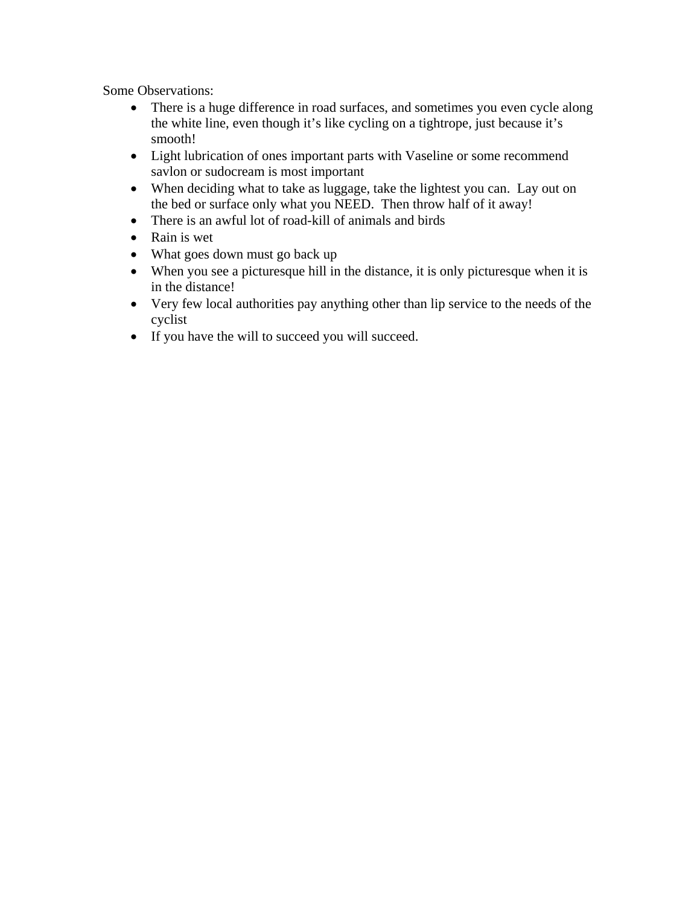Some Observations:

- There is a huge difference in road surfaces, and sometimes you even cycle along the white line, even though it's like cycling on a tightrope, just because it's smooth!
- Light lubrication of ones important parts with Vaseline or some recommend savlon or sudocream is most important
- When deciding what to take as luggage, take the lightest you can. Lay out on the bed or surface only what you NEED. Then throw half of it away!
- There is an awful lot of road-kill of animals and birds
- Rain is wet
- What goes down must go back up
- When you see a picturesque hill in the distance, it is only picturesque when it is in the distance!
- Very few local authorities pay anything other than lip service to the needs of the cyclist
- If you have the will to succeed you will succeed.